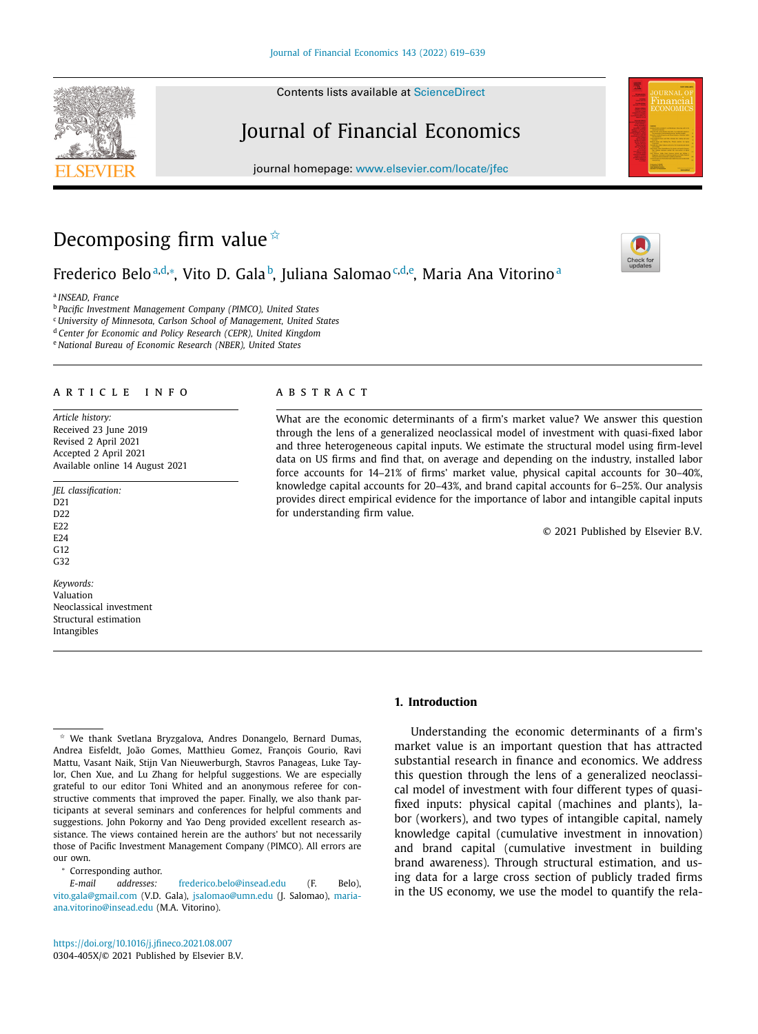# Decomposing firm value [☆]

Frederico Belo [a,d,*], Vito D. Gala [b], Juliana Salomao [c,d,e], Maria Ana Vitorino [a]

[a] INSEAD, France
[b] Pacific Investment Management Company (PIMCO), United States
[c] University of Minnesota, Carlson School of Management, United States
[d] Center for Economic and Policy Research (CEPR), United Kingdom
[e] National Bureau of Economic Research (NBER), United States

## ARTICLE INFO

*Article history:*
Received 23 June 2019
Revised 2 April 2021
Accepted 2 April 2021
Available online 14 August 2021

*JEL classification:*
D21
D22
E22
E24
G12
G32

*Keywords:*
Valuation
Neoclassical investment
Structural estimation
Intangibles

## ABSTRACT

What are the economic determinants of a firm's market value? We answer this question through the lens of a generalized neoclassical model of investment with quasi-fixed labor and three heterogeneous capital inputs. We estimate the structural model using firm-level data on US firms and find that, on average and depending on the industry, installed labor force accounts for 14–21% of firms' market value, physical capital accounts for 30–40%, knowledge capital accounts for 20–43%, and brand capital accounts for 6–25%. Our analysis provides direct empirical evidence for the importance of labor and intangible capital inputs for understanding firm value.

© 2021 Published by Elsevier B.V.

## 1. Introduction

Understanding the economic determinants of a firm's market value is an important question that has attracted substantial research in finance and economics. We address this question through the lens of a generalized neoclassical model of investment with four different types of quasi-fixed inputs: physical capital (machines and plants), labor (workers), and two types of intangible capital, namely knowledge capital (cumulative investment in innovation) and brand capital (cumulative investment in building brand awareness). Through structural estimation, and using data for a large cross section of publicly traded firms in the US economy, we use the model to quantify the rela-

---

☆ We thank Svetlana Bryzgalova, Andres Donangelo, Bernard Dumas, Andrea Eisfeldt, João Gomes, Matthieu Gomez, François Gourio, Ravi Mattu, Vasant Naik, Stijn Van Nieuwerburgh, Stavros Panageas, Luke Taylor, Chen Xue, and Lu Zhang for helpful suggestions. We are especially grateful to our editor Toni Whited and an anonymous referee for constructive comments that improved the paper. Finally, we also thank participants at several seminars and conferences for helpful comments and suggestions. John Pokorny and Yao Deng provided excellent research assistance. The views contained herein are the authors' but not necessarily those of Pacific Investment Management Company (PIMCO). All errors are our own.

\* Corresponding author.
*E-mail addresses:* frederico.belo@insead.edu (F. Belo), vito.gala@gmail.com (V.D. Gala), jsalomao@umn.edu (J. Salomao), maria-ana.vitorino@insead.edu (M.A. Vitorino).

https://doi.org/10.1016/j.jfineco.2021.08.007
0304-405X/© 2021 Published by Elsevier B.V.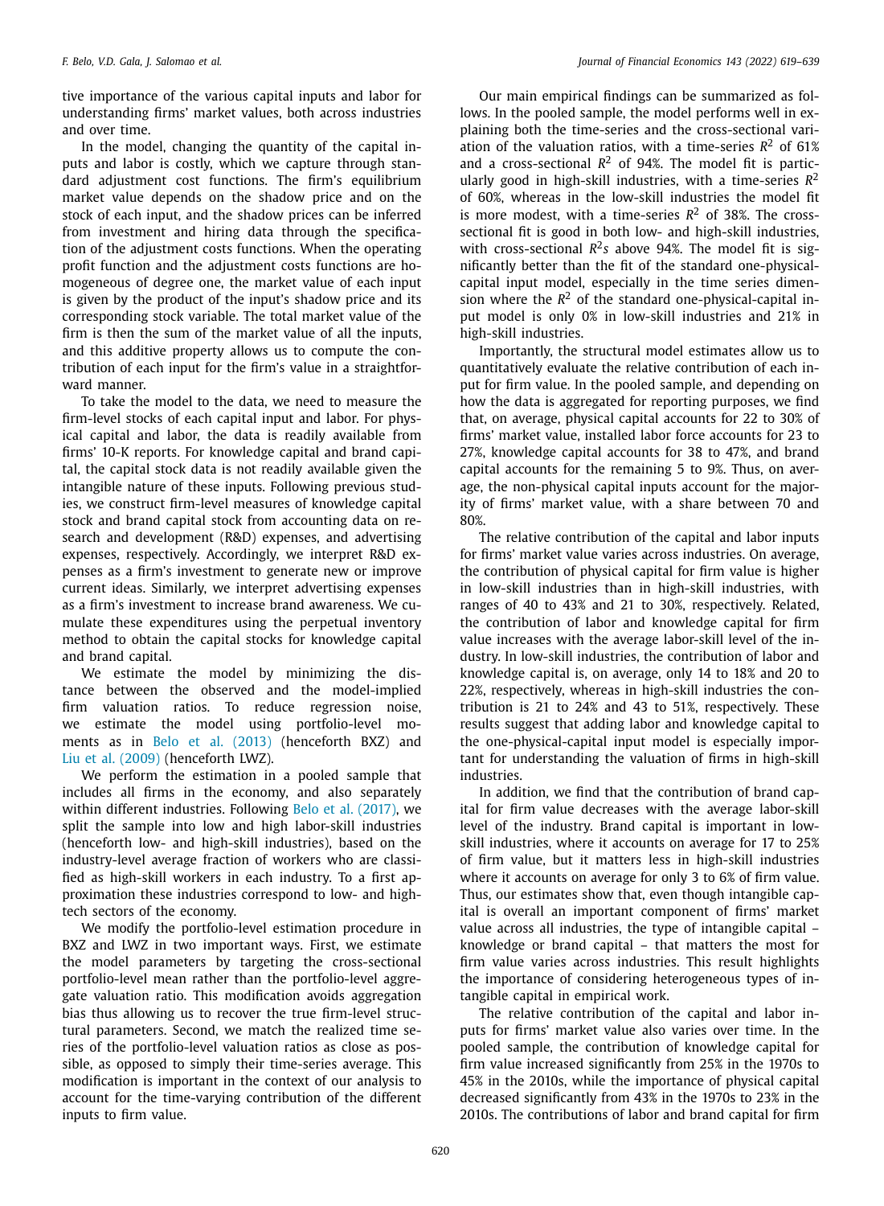tive importance of the various capital inputs and labor for understanding firms' market values, both across industries and over time.

In the model, changing the quantity of the capital inputs and labor is costly, which we capture through standard adjustment cost functions. The firm's equilibrium market value depends on the shadow price and on the stock of each input, and the shadow prices can be inferred from investment and hiring data through the specification of the adjustment costs functions. When the operating profit function and the adjustment costs functions are homogeneous of degree one, the market value of each input is given by the product of the input's shadow price and its corresponding stock variable. The total market value of the firm is then the sum of the market value of all the inputs, and this additive property allows us to compute the contribution of each input for the firm's value in a straightforward manner.

To take the model to the data, we need to measure the firm-level stocks of each capital input and labor. For physical capital and labor, the data is readily available from firms' 10-K reports. For knowledge capital and brand capital, the capital stock data is not readily available given the intangible nature of these inputs. Following previous studies, we construct firm-level measures of knowledge capital stock and brand capital stock from accounting data on research and development (R&D) expenses, and advertising expenses, respectively. Accordingly, we interpret R&D expenses as a firm's investment to generate new or improve current ideas. Similarly, we interpret advertising expenses as a firm's investment to increase brand awareness. We cumulate these expenditures using the perpetual inventory method to obtain the capital stocks for knowledge capital and brand capital.

We estimate the model by minimizing the distance between the observed and the model-implied firm valuation ratios. To reduce regression noise, we estimate the model using portfolio-level moments as in Belo et al. (2013) (henceforth BXZ) and Liu et al. (2009) (henceforth LWZ).

We perform the estimation in a pooled sample that includes all firms in the economy, and also separately within different industries. Following Belo et al. (2017), we split the sample into low and high labor-skill industries (henceforth low- and high-skill industries), based on the industry-level average fraction of workers who are classified as high-skill workers in each industry. To a first approximation these industries correspond to low- and high-tech sectors of the economy.

We modify the portfolio-level estimation procedure in BXZ and LWZ in two important ways. First, we estimate the model parameters by targeting the cross-sectional portfolio-level mean rather than the portfolio-level aggregate valuation ratio. This modification avoids aggregation bias thus allowing us to recover the true firm-level structural parameters. Second, we match the realized time series of the portfolio-level valuation ratios as close as possible, as opposed to simply their time-series average. This modification is important in the context of our analysis to account for the time-varying contribution of the different inputs to firm value.

Our main empirical findings can be summarized as follows. In the pooled sample, the model performs well in explaining both the time-series and the cross-sectional variation of the valuation ratios, with a time-series $R^2$ of 61% and a cross-sectional $R^2$ of 94%. The model fit is particularly good in high-skill industries, with a time-series $R^2$ of 60%, whereas in the low-skill industries the model fit is more modest, with a time-series $R^2$ of 38%. The cross-sectional fit is good in both low- and high-skill industries, with cross-sectional $R^2s$ above 94%. The model fit is significantly better than the fit of the standard one-physical-capital input model, especially in the time series dimension where the $R^2$ of the standard one-physical-capital input model is only 0% in low-skill industries and 21% in high-skill industries.

Importantly, the structural model estimates allow us to quantitatively evaluate the relative contribution of each input for firm value. In the pooled sample, and depending on how the data is aggregated for reporting purposes, we find that, on average, physical capital accounts for 22 to 30% of firms' market value, installed labor force accounts for 23 to 27%, knowledge capital accounts for 38 to 47%, and brand capital accounts for the remaining 5 to 9%. Thus, on average, the non-physical capital inputs account for the majority of firms' market value, with a share between 70 and 80%.

The relative contribution of the capital and labor inputs for firms' market value varies across industries. On average, the contribution of physical capital for firm value is higher in low-skill industries than in high-skill industries, with ranges of 40 to 43% and 21 to 30%, respectively. Related, the contribution of labor and knowledge capital for firm value increases with the average labor-skill level of the industry. In low-skill industries, the contribution of labor and knowledge capital is, on average, only 14 to 18% and 20 to 22%, respectively, whereas in high-skill industries the contribution is 21 to 24% and 43 to 51%, respectively. These results suggest that adding labor and knowledge capital to the one-physical-capital input model is especially important for understanding the valuation of firms in high-skill industries.

In addition, we find that the contribution of brand capital for firm value decreases with the average labor-skill level of the industry. Brand capital is important in low-skill industries, where it accounts on average for 17 to 25% of firm value, but it matters less in high-skill industries where it accounts on average for only 3 to 6% of firm value. Thus, our estimates show that, even though intangible capital is overall an important component of firms' market value across all industries, the type of intangible capital – knowledge or brand capital – that matters the most for firm value varies across industries. This result highlights the importance of considering heterogeneous types of intangible capital in empirical work.

The relative contribution of the capital and labor inputs for firms' market value also varies over time. In the pooled sample, the contribution of knowledge capital for firm value increased significantly from 25% in the 1970s to 45% in the 2010s, while the importance of physical capital decreased significantly from 43% in the 1970s to 23% in the 2010s. The contributions of labor and brand capital for firm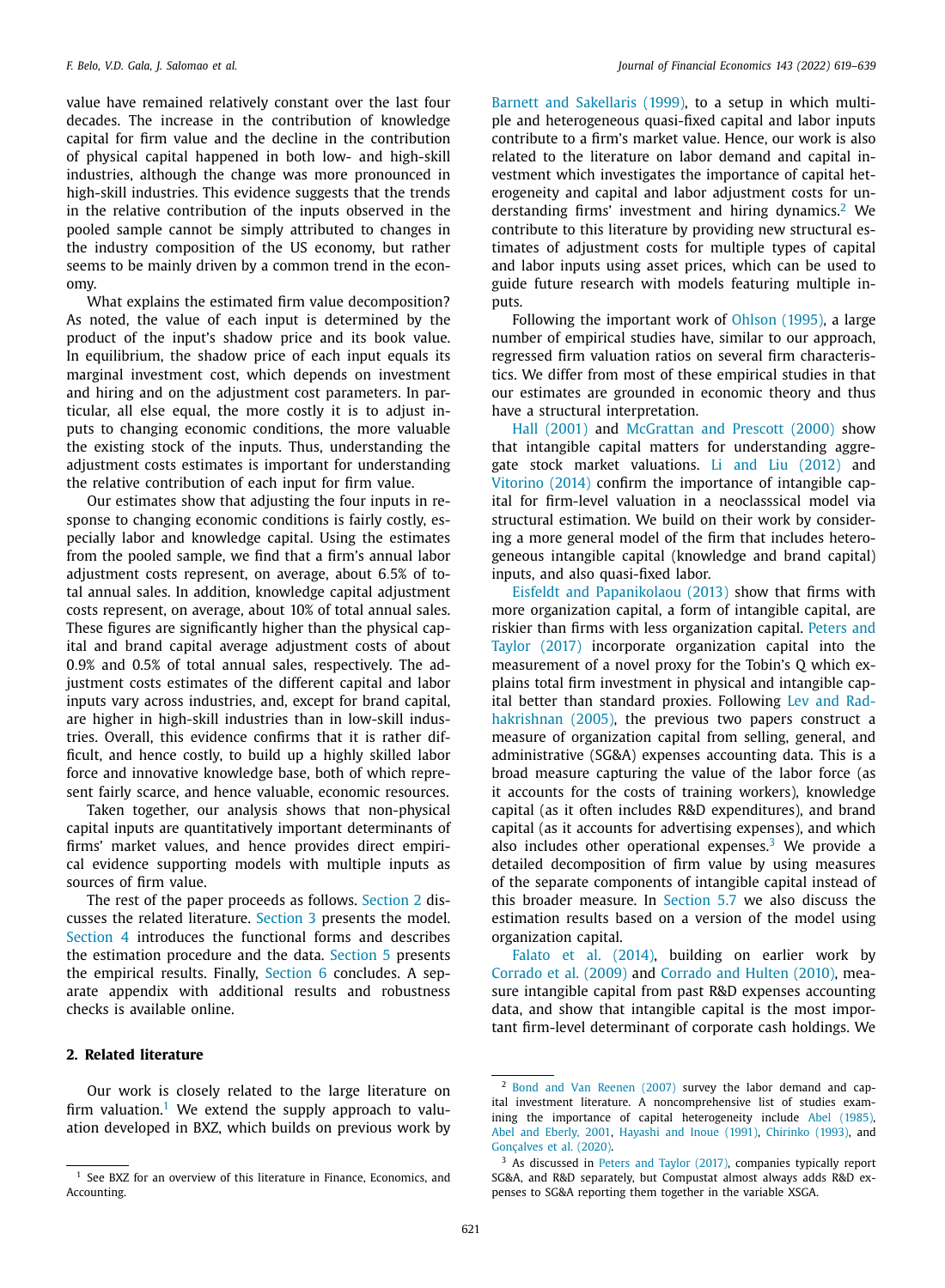value have remained relatively constant over the last four decades. The increase in the contribution of knowledge capital for firm value and the decline in the contribution of physical capital happened in both low- and high-skill industries, although the change was more pronounced in high-skill industries. This evidence suggests that the trends in the relative contribution of the inputs observed in the pooled sample cannot be simply attributed to changes in the industry composition of the US economy, but rather seems to be mainly driven by a common trend in the economy.

What explains the estimated firm value decomposition? As noted, the value of each input is determined by the product of the input's shadow price and its book value. In equilibrium, the shadow price of each input equals its marginal investment cost, which depends on investment and hiring and on the adjustment cost parameters. In particular, all else equal, the more costly it is to adjust inputs to changing economic conditions, the more valuable the existing stock of the inputs. Thus, understanding the adjustment costs estimates is important for understanding the relative contribution of each input for firm value.

Our estimates show that adjusting the four inputs in response to changing economic conditions is fairly costly, especially labor and knowledge capital. Using the estimates from the pooled sample, we find that a firm's annual labor adjustment costs represent, on average, about 6.5% of total annual sales. In addition, knowledge capital adjustment costs represent, on average, about 10% of total annual sales. These figures are significantly higher than the physical capital and brand capital average adjustment costs of about 0.9% and 0.5% of total annual sales, respectively. The adjustment costs estimates of the different capital and labor inputs vary across industries, and, except for brand capital, are higher in high-skill industries than in low-skill industries. Overall, this evidence confirms that it is rather difficult, and hence costly, to build up a highly skilled labor force and innovative knowledge base, both of which represent fairly scarce, and hence valuable, economic resources.

Taken together, our analysis shows that non-physical capital inputs are quantitatively important determinants of firms' market values, and hence provides direct empirical evidence supporting models with multiple inputs as sources of firm value.

The rest of the paper proceeds as follows. Section 2 discusses the related literature. Section 3 presents the model. Section 4 introduces the functional forms and describes the estimation procedure and the data. Section 5 presents the empirical results. Finally, Section 6 concludes. A separate appendix with additional results and robustness checks is available online.

## 2. Related literature

Our work is closely related to the large literature on firm valuation.[1] We extend the supply approach to valuation developed in BXZ, which builds on previous work by Barnett and Sakellaris (1999), to a setup in which multiple and heterogeneous quasi-fixed capital and labor inputs contribute to a firm's market value. Hence, our work is also related to the literature on labor demand and capital investment which investigates the importance of capital heterogeneity and capital and labor adjustment costs for understanding firms' investment and hiring dynamics.[2] We contribute to this literature by providing new structural estimates of adjustment costs for multiple types of capital and labor inputs using asset prices, which can be used to guide future research with models featuring multiple inputs.

Following the important work of Ohlson (1995), a large number of empirical studies have, similar to our approach, regressed firm valuation ratios on several firm characteristics. We differ from most of these empirical studies in that our estimates are grounded in economic theory and thus have a structural interpretation.

Hall (2001) and McGrattan and Prescott (2000) show that intangible capital matters for understanding aggregate stock market valuations. Li and Liu (2012) and Vitorino (2014) confirm the importance of intangible capital for firm-level valuation in a neoclasssical model via structural estimation. We build on their work by considering a more general model of the firm that includes heterogeneous intangible capital (knowledge and brand capital) inputs, and also quasi-fixed labor.

Eisfeldt and Papanikolaou (2013) show that firms with more organization capital, a form of intangible capital, are riskier than firms with less organization capital. Peters and Taylor (2017) incorporate organization capital into the measurement of a novel proxy for the Tobin's Q which explains total firm investment in physical and intangible capital better than standard proxies. Following Lev and Radhakrishnan (2005), the previous two papers construct a measure of organization capital from selling, general, and administrative (SG&A) expenses accounting data. This is a broad measure capturing the value of the labor force (as it accounts for the costs of training workers), knowledge capital (as it often includes R&D expenditures), and brand capital (as it accounts for advertising expenses), and which also includes other operational expenses.[3] We provide a detailed decomposition of firm value by using measures of the separate components of intangible capital instead of this broader measure. In Section 5.7 we also discuss the estimation results based on a version of the model using organization capital.

Falato et al. (2014), building on earlier work by Corrado et al. (2009) and Corrado and Hulten (2010), measure intangible capital from past R&D expenses accounting data, and show that intangible capital is the most important firm-level determinant of corporate cash holdings. We

---

[1] See BXZ for an overview of this literature in Finance, Economics, and Accounting.

[2] Bond and Van Reenen (2007) survey the labor demand and capital investment literature. A noncomprehensive list of studies examining the importance of capital heterogeneity include Abel (1985), Abel and Eberly, 2001, Hayashi and Inoue (1991), Chirinko (1993), and Gonçalves et al. (2020).

[3] As discussed in Peters and Taylor (2017), companies typically report SG&A, and R&D separately, but Compustat almost always adds R&D expenses to SG&A reporting them together in the variable XSGA.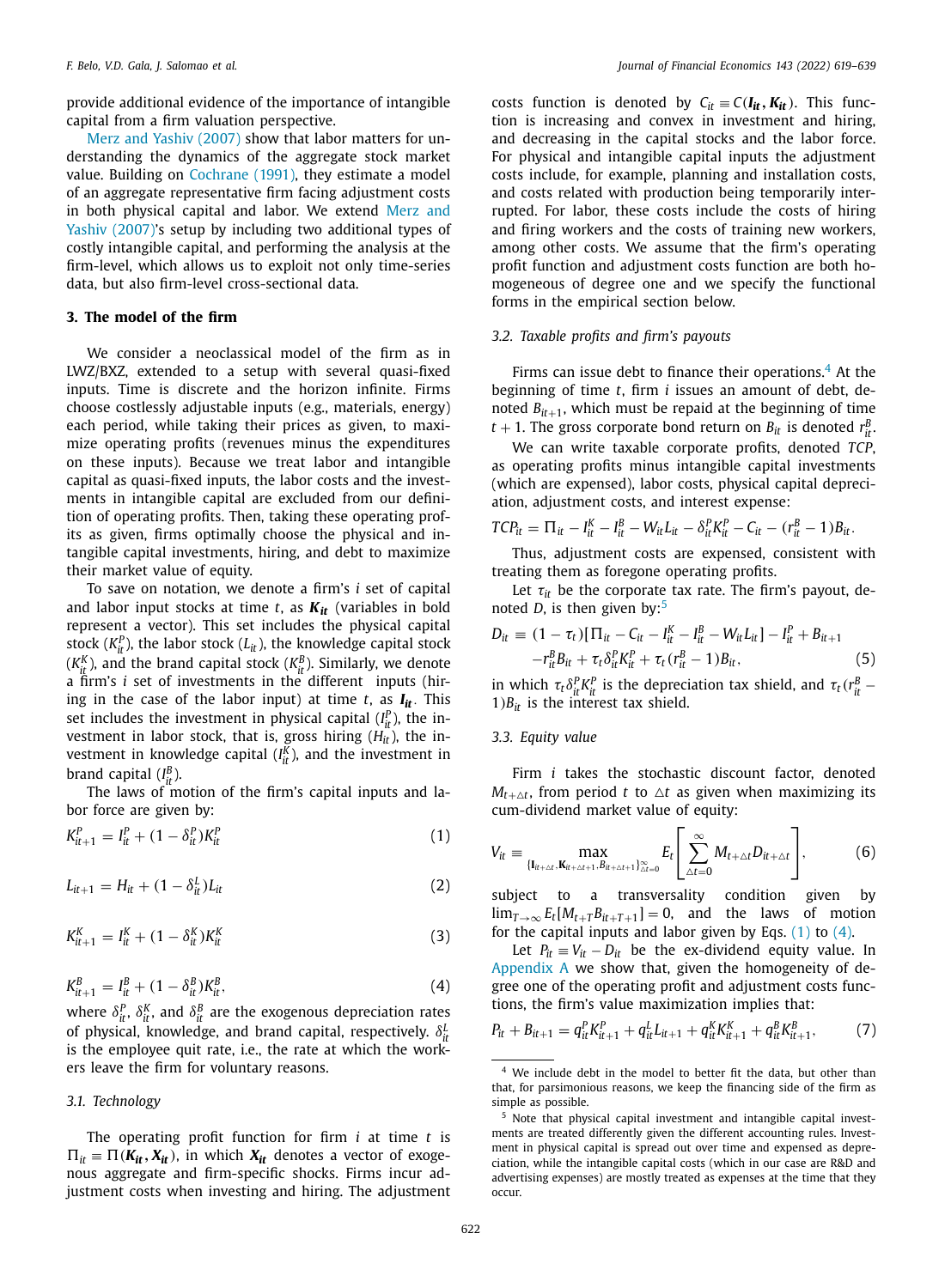provide additional evidence of the importance of intangible capital from a firm valuation perspective.

Merz and Yashiv (2007) show that labor matters for understanding the dynamics of the aggregate stock market value. Building on Cochrane (1991), they estimate a model of an aggregate representative firm facing adjustment costs in both physical capital and labor. We extend Merz and Yashiv (2007)'s setup by including two additional types of costly intangible capital, and performing the analysis at the firm-level, which allows us to exploit not only time-series data, but also firm-level cross-sectional data.

## 3. The model of the firm

We consider a neoclassical model of the firm as in LWZ/BXZ, extended to a setup with several quasi-fixed inputs. Time is discrete and the horizon infinite. Firms choose costlessly adjustable inputs (e.g., materials, energy) each period, while taking their prices as given, to maximize operating profits (revenues minus the expenditures on these inputs). Because we treat labor and intangible capital as quasi-fixed inputs, the labor costs and the investments in intangible capital are excluded from our definition of operating profits. Then, taking these operating profits as given, firms optimally choose the physical and intangible capital investments, hiring, and debt to maximize their market value of equity.

To save on notation, we denote a firm's $i$ set of capital and labor input stocks at time $t$, as $\boldsymbol{K_{it}}$ (variables in bold represent a vector). This set includes the physical capital stock ($K_{it}^P$), the labor stock ($L_{it}$), the knowledge capital stock ($K_{it}^K$), and the brand capital stock ($K_{it}^B$). Similarly, we denote a firm's $i$ set of investments in the different inputs (hiring in the case of the labor input) at time $t$, as $\boldsymbol{I_{it}}$. This set includes the investment in physical capital ($I_{it}^P$), the investment in labor stock, that is, gross hiring ($H_{it}$), the investment in knowledge capital ($I_{it}^K$), and the investment in brand capital ($I_{it}^B$).

The laws of motion of the firm's capital inputs and labor force are given by:

$$K_{it+1}^P = I_{it}^P + (1-\delta_{it}^P)K_{it}^P \tag{1}$$

$$L_{it+1} = H_{it} + (1-\delta_{it}^L)L_{it} \tag{2}$$

$$K_{it+1}^K = I_{it}^K + (1-\delta_{it}^K)K_{it}^K \tag{3}$$

$$K_{it+1}^B = I_{it}^B + (1-\delta_{it}^B)K_{it}^B, \tag{4}$$

where $\delta_{it}^P$, $\delta_{it}^K$, and $\delta_{it}^B$ are the exogenous depreciation rates of physical, knowledge, and brand capital, respectively. $\delta_{it}^L$ is the employee quit rate, i.e., the rate at which the workers leave the firm for voluntary reasons.

### 3.1. Technology

The operating profit function for firm $i$ at time $t$ is $\Pi_{it} \equiv \Pi(\boldsymbol{K_{it}}, \boldsymbol{X_{it}})$, in which $\boldsymbol{X_{it}}$ denotes a vector of exogenous aggregate and firm-specific shocks. Firms incur adjustment costs when investing and hiring. The adjustment costs function is denoted by $C_{it} \equiv C(\boldsymbol{I_{it}}, \boldsymbol{K_{it}})$. This function is increasing and convex in investment and hiring, and decreasing in the capital stocks and the labor force. For physical and intangible capital inputs the adjustment costs include, for example, planning and installation costs, and costs related with production being temporarily interrupted. For labor, these costs include the costs of hiring and firing workers and the costs of training new workers, among other costs. We assume that the firm's operating profit function and adjustment costs function are both homogeneous of degree one and we specify the functional forms in the empirical section below.

### 3.2. Taxable profits and firm's payouts

Firms can issue debt to finance their operations.[4] At the beginning of time $t$, firm $i$ issues an amount of debt, denoted $B_{it+1}$, which must be repaid at the beginning of time $t+1$. The gross corporate bond return on $B_{it}$ is denoted $r_{it}^B$.

We can write taxable corporate profits, denoted $TCP$, as operating profits minus intangible capital investments (which are expensed), labor costs, physical capital depreciation, adjustment costs, and interest expense:

$$TCP_{it} = \Pi_{it} - I_{it}^K - I_{it}^B - W_{it}L_{it} - \delta_{it}^P K_{it}^P - C_{it} - (r_{it}^B - 1)B_{it}.$$

Thus, adjustment costs are expensed, consistent with treating them as foregone operating profits.

Let $\tau_{it}$ be the corporate tax rate. The firm's payout, denoted $D$, is then given by:[5]

$$D_{it} \equiv (1-\tau_t)[\Pi_{it} - C_{it} - I_{it}^K - I_{it}^B - W_{it}L_{it}] - I_{it}^P + B_{it+1} - r_{it}^B B_{it} + \tau_t \delta_{it}^P K_{it}^P + \tau_t (r_{it}^B - 1)B_{it}, \tag{5}$$

in which $\tau_t \delta_{it}^P K_{it}^P$ is the depreciation tax shield, and $\tau_t(r_{it}^B - 1)B_{it}$ is the interest tax shield.

### 3.3. Equity value

Firm $i$ takes the stochastic discount factor, denoted $M_{t+\triangle t}$, from period $t$ to $\triangle t$ as given when maximizing its cum-dividend market value of equity:

$$V_{it} \equiv \max_{\{\mathbf{I}_{it+\triangle t}, \mathbf{K}_{it+\triangle t+1}, B_{it+\triangle t+1}\}_{\triangle t=0}^{\infty}} E_t\left[\sum_{\triangle t=0}^{\infty} M_{t+\triangle t} D_{it+\triangle t}\right], \tag{6}$$

subject to a transversality condition given by $\lim_{T\to\infty} E_t[M_{t+T}B_{it+T+1}] = 0$, and the laws of motion for the capital inputs and labor given by Eqs. (1) to (4).

Let $P_{it} \equiv V_{it} - D_{it}$ be the ex-dividend equity value. In Appendix A we show that, given the homogeneity of degree one of the operating profit and adjustment costs functions, the firm's value maximization implies that:

$$P_{it} + B_{it+1} = q_{it}^P K_{it+1}^P + q_{it}^L L_{it+1} + q_{it}^K K_{it+1}^K + q_{it}^B K_{it+1}^B, \tag{7}$$

[4] We include debt in the model to better fit the data, but other than that, for parsimonious reasons, we keep the financing side of the firm as simple as possible.

[5] Note that physical capital investment and intangible capital investments are treated differently given the different accounting rules. Investment in physical capital is spread out over time and expensed as depreciation, while the intangible capital costs (which in our case are R&D and advertising expenses) are mostly treated as expenses at the time that they occur.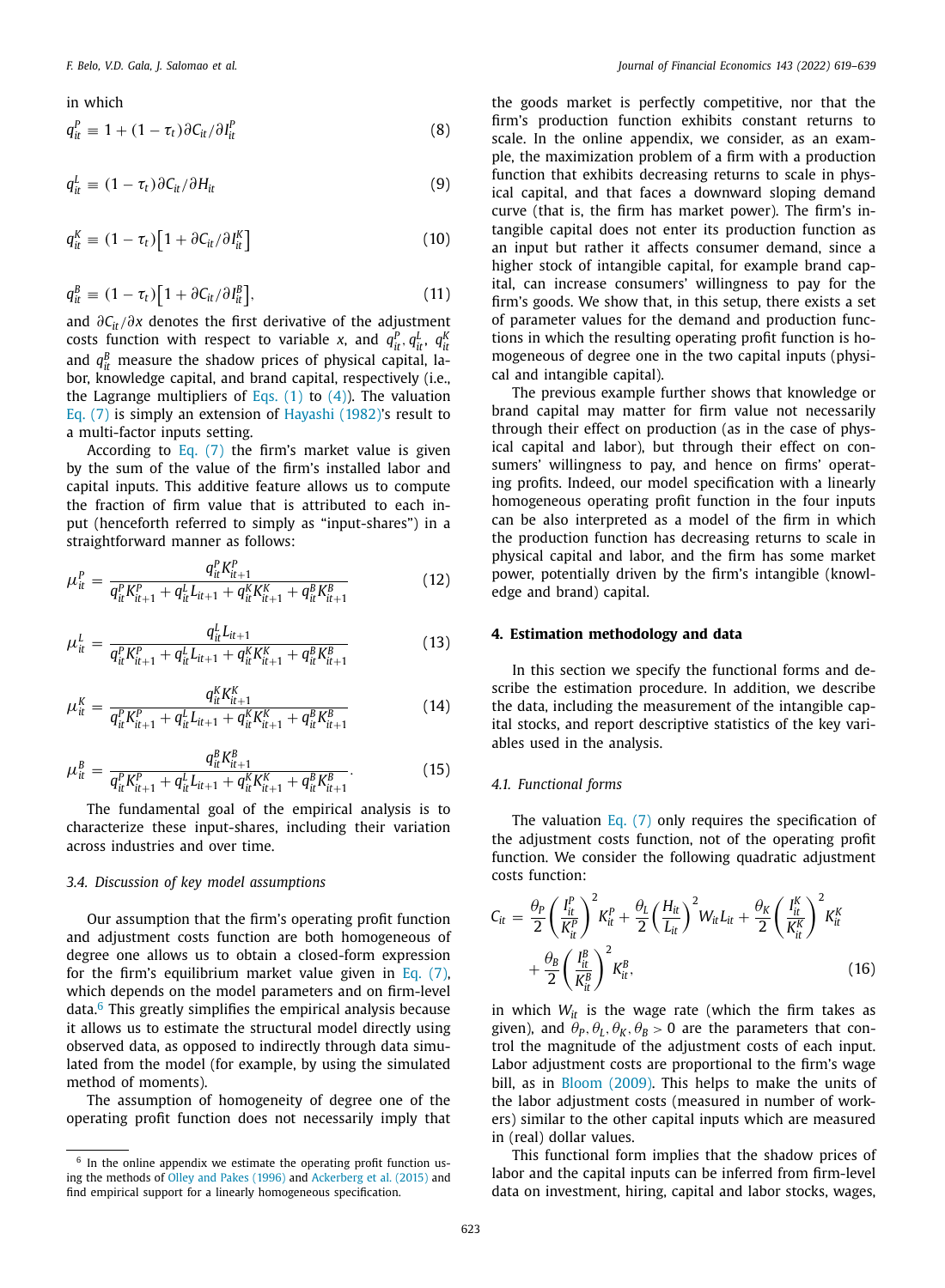in which

$$q_{it}^{P} \equiv 1 + (1-\tau_t)\partial C_{it}/\partial I_{it}^{P} \tag{8}$$

$$q_{it}^{L} \equiv (1-\tau_t)\partial C_{it}/\partial H_{it} \tag{9}$$

$$q_{it}^{K} \equiv (1-\tau_t)\left[1 + \partial C_{it}/\partial I_{it}^{K}\right] \tag{10}$$

$$q_{it}^{B} \equiv (1-\tau_t)\left[1 + \partial C_{it}/\partial I_{it}^{B}\right], \tag{11}$$

and $\partial C_{it}/\partial x$ denotes the first derivative of the adjustment costs function with respect to variable $x$, and $q_{it}^{P}$, $q_{it}^{L}$, $q_{it}^{K}$ and $q_{it}^{B}$ measure the shadow prices of physical capital, labor, knowledge capital, and brand capital, respectively (i.e., the Lagrange multipliers of Eqs. (1) to (4)). The valuation Eq. (7) is simply an extension of Hayashi (1982)'s result to a multi-factor inputs setting.

According to Eq. (7) the firm's market value is given by the sum of the value of the firm's installed labor and capital inputs. This additive feature allows us to compute the fraction of firm value that is attributed to each input (henceforth referred to simply as "input-shares") in a straightforward manner as follows:

$$\mu_{it}^{P} = \frac{q_{it}^{P}K_{it+1}^{P}}{q_{it}^{P}K_{it+1}^{P} + q_{it}^{L}L_{it+1} + q_{it}^{K}K_{it+1}^{K} + q_{it}^{B}K_{it+1}^{B}} \tag{12}$$

$$\mu_{it}^{L} = \frac{q_{it}^{L}L_{it+1}}{q_{it}^{P}K_{it+1}^{P} + q_{it}^{L}L_{it+1} + q_{it}^{K}K_{it+1}^{K} + q_{it}^{B}K_{it+1}^{B}} \tag{13}$$

$$\mu_{it}^{K} = \frac{q_{it}^{K}K_{it+1}^{K}}{q_{it}^{P}K_{it+1}^{P} + q_{it}^{L}L_{it+1} + q_{it}^{K}K_{it+1}^{K} + q_{it}^{B}K_{it+1}^{B}} \tag{14}$$

$$\mu_{it}^{B} = \frac{q_{it}^{B}K_{it+1}^{B}}{q_{it}^{P}K_{it+1}^{P} + q_{it}^{L}L_{it+1} + q_{it}^{K}K_{it+1}^{K} + q_{it}^{B}K_{it+1}^{B}}. \tag{15}$$

The fundamental goal of the empirical analysis is to characterize these input-shares, including their variation across industries and over time.

### 3.4. Discussion of key model assumptions

Our assumption that the firm's operating profit function and adjustment costs function are both homogeneous of degree one allows us to obtain a closed-form expression for the firm's equilibrium market value given in Eq. (7), which depends on the model parameters and on firm-level data.[6] This greatly simplifies the empirical analysis because it allows us to estimate the structural model directly using observed data, as opposed to indirectly through data simulated from the model (for example, by using the simulated method of moments).

The assumption of homogeneity of degree one of the operating profit function does not necessarily imply that the goods market is perfectly competitive, nor that the firm's production function exhibits constant returns to scale. In the online appendix, we consider, as an example, the maximization problem of a firm with a production function that exhibits decreasing returns to scale in physical capital, and that faces a downward sloping demand curve (that is, the firm has market power). The firm's intangible capital does not enter its production function as an input but rather it affects consumer demand, since a higher stock of intangible capital, for example brand capital, can increase consumers' willingness to pay for the firm's goods. We show that, in this setup, there exists a set of parameter values for the demand and production functions in which the resulting operating profit function is homogeneous of degree one in the two capital inputs (physical and intangible capital).

The previous example further shows that knowledge or brand capital may matter for firm value not necessarily through their effect on production (as in the case of physical capital and labor), but through their effect on consumers' willingness to pay, and hence on firms' operating profits. Indeed, our model specification with a linearly homogeneous operating profit function in the four inputs can be also interpreted as a model of the firm in which the production function has decreasing returns to scale in physical capital and labor, and the firm has some market power, potentially driven by the firm's intangible (knowledge and brand) capital.

## 4. Estimation methodology and data

In this section we specify the functional forms and describe the estimation procedure. In addition, we describe the data, including the measurement of the intangible capital stocks, and report descriptive statistics of the key variables used in the analysis.

### 4.1. Functional forms

The valuation Eq. (7) only requires the specification of the adjustment costs function, not of the operating profit function. We consider the following quadratic adjustment costs function:

$$C_{it} = \frac{\theta_P}{2}\left(\frac{I_{it}^{P}}{K_{it}^{P}}\right)^2 K_{it}^{P} + \frac{\theta_L}{2}\left(\frac{H_{it}}{L_{it}}\right)^2 W_{it}L_{it} + \frac{\theta_K}{2}\left(\frac{I_{it}^{K}}{K_{it}^{K}}\right)^2 K_{it}^{K} + \frac{\theta_B}{2}\left(\frac{I_{it}^{B}}{K_{it}^{B}}\right)^2 K_{it}^{B}, \tag{16}$$

in which $W_{it}$ is the wage rate (which the firm takes as given), and $\theta_P, \theta_L, \theta_K, \theta_B > 0$ are the parameters that control the magnitude of the adjustment costs of each input. Labor adjustment costs are proportional to the firm's wage bill, as in Bloom (2009). This helps to make the units of the labor adjustment costs (measured in number of workers) similar to the other capital inputs which are measured in (real) dollar values.

This functional form implies that the shadow prices of labor and the capital inputs can be inferred from firm-level data on investment, hiring, capital and labor stocks, wages,

---

[6] In the online appendix we estimate the operating profit function using the methods of Olley and Pakes (1996) and Ackerberg et al. (2015) and find empirical support for a linearly homogeneous specification.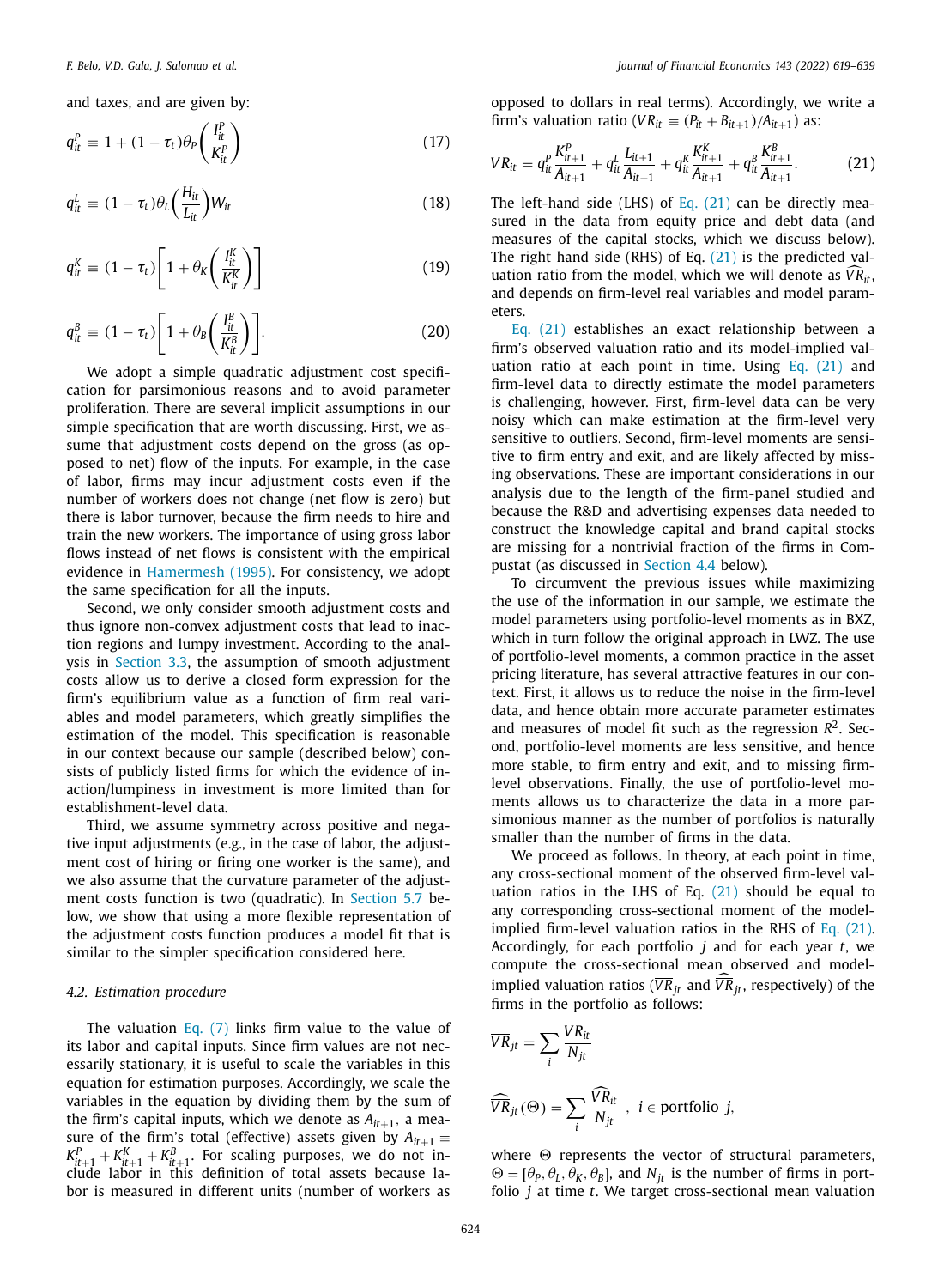and taxes, and are given by:

$$q^P_{it} \equiv 1 + (1-\tau_t)\theta_P\left(\frac{I^P_{it}}{K^P_{it}}\right) \tag{17}$$

$$q^L_{it} \equiv (1-\tau_t)\theta_L\left(\frac{H_{it}}{L_{it}}\right)W_{it} \tag{18}$$

$$q^K_{it} \equiv (1-\tau_t)\left[1 + \theta_K\left(\frac{I^K_{it}}{K^K_{it}}\right)\right] \tag{19}$$

$$q^B_{it} \equiv (1-\tau_t)\left[1 + \theta_B\left(\frac{I^B_{it}}{K^B_{it}}\right)\right]. \tag{20}$$

We adopt a simple quadratic adjustment cost specification for parsimonious reasons and to avoid parameter proliferation. There are several implicit assumptions in our simple specification that are worth discussing. First, we assume that adjustment costs depend on the gross (as opposed to net) flow of the inputs. For example, in the case of labor, firms may incur adjustment costs even if the number of workers does not change (net flow is zero) but there is labor turnover, because the firm needs to hire and train the new workers. The importance of using gross labor flows instead of net flows is consistent with the empirical evidence in Hamermesh (1995). For consistency, we adopt the same specification for all the inputs.

Second, we only consider smooth adjustment costs and thus ignore non-convex adjustment costs that lead to inaction regions and lumpy investment. According to the analysis in Section 3.3, the assumption of smooth adjustment costs allow us to derive a closed form expression for the firm's equilibrium value as a function of firm real variables and model parameters, which greatly simplifies the estimation of the model. This specification is reasonable in our context because our sample (described below) consists of publicly listed firms for which the evidence of inaction/lumpiness in investment is more limited than for establishment-level data.

Third, we assume symmetry across positive and negative input adjustments (e.g., in the case of labor, the adjustment cost of hiring or firing one worker is the same), and we also assume that the curvature parameter of the adjustment costs function is two (quadratic). In Section 5.7 below, we show that using a more flexible representation of the adjustment costs function produces a model fit that is similar to the simpler specification considered here.

### 4.2. Estimation procedure

The valuation Eq. (7) links firm value to the value of its labor and capital inputs. Since firm values are not necessarily stationary, it is useful to scale the variables in this equation for estimation purposes. Accordingly, we scale the variables in the equation by dividing them by the sum of the firm's capital inputs, which we denote as $A_{it+1}$, a measure of the firm's total (effective) assets given by $A_{it+1} \equiv K^P_{it+1} + K^K_{it+1} + K^B_{it+1}$. For scaling purposes, we do not include labor in this definition of total assets because labor is measured in different units (number of workers as opposed to dollars in real terms). Accordingly, we write a firm's valuation ratio ($VR_{it} \equiv (P_{it} + B_{it+1})/A_{it+1}$) as:

$$VR_{it} = q^P_{it}\frac{K^P_{it+1}}{A_{it+1}} + q^L_{it}\frac{L_{it+1}}{A_{it+1}} + q^K_{it}\frac{K^K_{it+1}}{A_{it+1}} + q^B_{it}\frac{K^B_{it+1}}{A_{it+1}}. \tag{21}$$

The left-hand side (LHS) of Eq. (21) can be directly measured in the data from equity price and debt data (and measures of the capital stocks, which we discuss below). The right hand side (RHS) of Eq. (21) is the predicted valuation ratio from the model, which we will denote as $\widehat{VR}_{it}$, and depends on firm-level real variables and model parameters.

Eq. (21) establishes an exact relationship between a firm's observed valuation ratio and its model-implied valuation ratio at each point in time. Using Eq. (21) and firm-level data to directly estimate the model parameters is challenging, however. First, firm-level data can be very noisy which can make estimation at the firm-level very sensitive to outliers. Second, firm-level moments are sensitive to firm entry and exit, and are likely affected by missing observations. These are important considerations in our analysis due to the length of the firm-panel studied and because the R&D and advertising expenses data needed to construct the knowledge capital and brand capital stocks are missing for a nontrivial fraction of the firms in Compustat (as discussed in Section 4.4 below).

To circumvent the previous issues while maximizing the use of the information in our sample, we estimate the model parameters using portfolio-level moments as in BXZ, which in turn follow the original approach in LWZ. The use of portfolio-level moments, a common practice in the asset pricing literature, has several attractive features in our context. First, it allows us to reduce the noise in the firm-level data, and hence obtain more accurate parameter estimates and measures of model fit such as the regression $R^2$. Second, portfolio-level moments are less sensitive, and hence more stable, to firm entry and exit, and to missing firm-level observations. Finally, the use of portfolio-level moments allows us to characterize the data in a more parsimonious manner as the number of portfolios is naturally smaller than the number of firms in the data.

We proceed as follows. In theory, at each point in time, any cross-sectional moment of the observed firm-level valuation ratios in the LHS of Eq. (21) should be equal to any corresponding cross-sectional moment of the model-implied firm-level valuation ratios in the RHS of Eq. (21). Accordingly, for each portfolio $j$ and for each year $t$, we compute the cross-sectional mean observed and model-implied valuation ratios ($\overline{VR}_{jt}$ and $\widehat{\overline{VR}}_{jt}$, respectively) of the firms in the portfolio as follows:

$$\overline{VR}_{jt} = \sum_i \frac{VR_{it}}{N_{jt}}$$

$$\widehat{\overline{VR}}_{jt}(\Theta) = \sum_i \frac{\widehat{VR}_{it}}{N_{jt}}\ ,\ \ i \in \text{portfolio } j,$$

where $\Theta$ represents the vector of structural parameters, $\Theta = [\theta_P, \theta_L, \theta_K, \theta_B]$, and $N_{jt}$ is the number of firms in portfolio $j$ at time $t$. We target cross-sectional mean valuation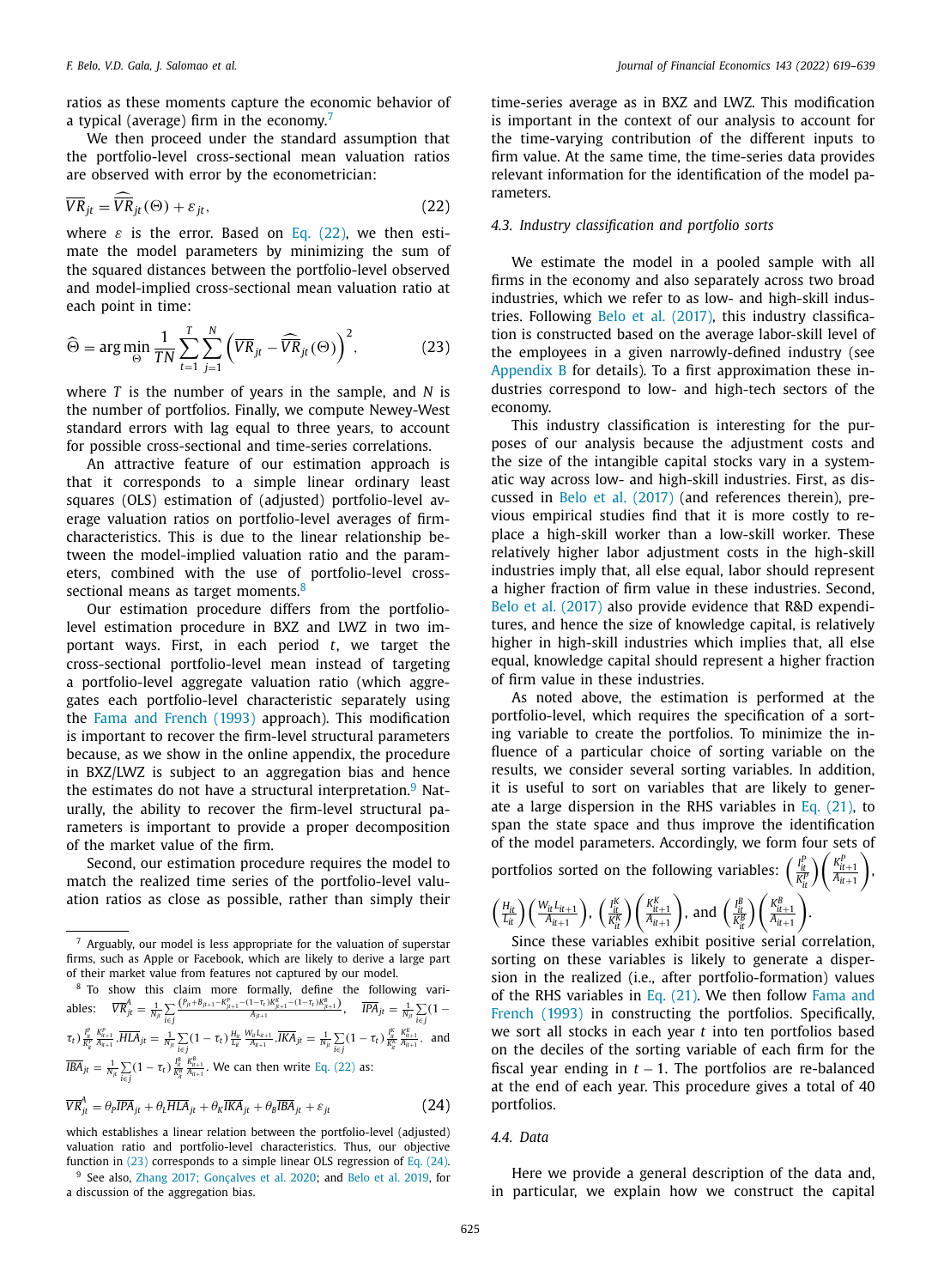ratios as these moments capture the economic behavior of a typical (average) firm in the economy.[7]

We then proceed under the standard assumption that the portfolio-level cross-sectional mean valuation ratios are observed with error by the econometrician:

$$\overline{VR}_{jt} = \widehat{\overline{VR}}_{jt}(\Theta) + \varepsilon_{jt}, \tag{22}$$

where $\varepsilon$ is the error. Based on Eq. (22), we then estimate the model parameters by minimizing the sum of the squared distances between the portfolio-level observed and model-implied cross-sectional mean valuation ratio at each point in time:

$$\widehat{\Theta} = \arg\min_{\Theta} \frac{1}{TN} \sum_{t=1}^{T} \sum_{j=1}^{N} \left( \overline{VR}_{jt} - \widehat{\overline{VR}}_{jt}(\Theta) \right)^2, \tag{23}$$

where $T$ is the number of years in the sample, and $N$ is the number of portfolios. Finally, we compute Newey-West standard errors with lag equal to three years, to account for possible cross-sectional and time-series correlations.

An attractive feature of our estimation approach is that it corresponds to a simple linear ordinary least squares (OLS) estimation of (adjusted) portfolio-level average valuation ratios on portfolio-level averages of firm-characteristics. This is due to the linear relationship between the model-implied valuation ratio and the parameters, combined with the use of portfolio-level cross-sectional means as target moments.[8]

Our estimation procedure differs from the portfolio-level estimation procedure in BXZ and LWZ in two important ways. First, in each period $t$, we target the cross-sectional portfolio-level mean instead of targeting a portfolio-level aggregate valuation ratio (which aggregates each portfolio-level characteristic separately using the Fama and French (1993) approach). This modification is important to recover the firm-level structural parameters because, as we show in the online appendix, the procedure in BXZ/LWZ is subject to an aggregation bias and hence the estimates do not have a structural interpretation.[9] Naturally, the ability to recover the firm-level structural parameters is important to provide a proper decomposition of the market value of the firm.

Second, our estimation procedure requires the model to match the realized time series of the portfolio-level valuation ratios as close as possible, rather than simply their time-series average as in BXZ and LWZ. This modification is important in the context of our analysis to account for the time-varying contribution of the different inputs to firm value. At the same time, the time-series data provides relevant information for the identification of the model parameters.

### 4.3. Industry classification and portfolio sorts

We estimate the model in a pooled sample with all firms in the economy and also separately across two broad industries, which we refer to as low- and high-skill industries. Following Belo et al. (2017), this industry classification is constructed based on the average labor-skill level of the employees in a given narrowly-defined industry (see Appendix B for details). To a first approximation these industries correspond to low- and high-tech sectors of the economy.

This industry classification is interesting for the purposes of our analysis because the adjustment costs and the size of the intangible capital stocks vary in a systematic way across low- and high-skill industries. First, as discussed in Belo et al. (2017) (and references therein), previous empirical studies find that it is more costly to replace a high-skill worker than a low-skill worker. These relatively higher labor adjustment costs in the high-skill industries imply that, all else equal, labor should represent a higher fraction of firm value in these industries. Second, Belo et al. (2017) also provide evidence that R&D expenditures, and hence the size of knowledge capital, is relatively higher in high-skill industries which implies that, all else equal, knowledge capital should represent a higher fraction of firm value in these industries.

As noted above, the estimation is performed at the portfolio-level, which requires the specification of a sorting variable to create the portfolios. To minimize the influence of a particular choice of sorting variable on the results, we consider several sorting variables. In addition, it is useful to sort on variables that are likely to generate a large dispersion in the RHS variables in Eq. (21), to span the state space and thus improve the identification of the model parameters. Accordingly, we form four sets of portfolios sorted on the following variables: $\left(\frac{I^P_{it}}{K^P_{it}}\right)\left(\frac{K^P_{it+1}}{A_{it+1}}\right)$, $\left(\frac{H_{it}}{L_{it}}\right)\left(\frac{W_{it}L_{it+1}}{A_{it+1}}\right)$, $\left(\frac{I^K_{it}}{K^K_{it}}\right)\left(\frac{K^K_{it+1}}{A_{it+1}}\right)$, and $\left(\frac{I^B_{it}}{K^B_{it}}\right)\left(\frac{K^B_{it+1}}{A_{it+1}}\right)$.

Since these variables exhibit positive serial correlation, sorting on these variables is likely to generate a dispersion in the realized (i.e., after portfolio-formation) values of the RHS variables in Eq. (21). We then follow Fama and French (1993) in constructing the portfolios. Specifically, we sort all stocks in each year $t$ into ten portfolios based on the deciles of the sorting variable of each firm for the fiscal year ending in $t-1$. The portfolios are re-balanced at the end of each year. This procedure gives a total of 40 portfolios.

### 4.4. Data

Here we provide a general description of the data and, in particular, we explain how we construct the capital

---

[7] Arguably, our model is less appropriate for the valuation of superstar firms, such as Apple or Facebook, which are likely to derive a large part of their market value from features not captured by our model.

[8] To show this claim more formally, define the following variables: $\overline{VR}^A_{jt} = \frac{1}{N_{jt}}\sum_{i\in j}\frac{(P_{it+1}+B_{it+1}-K^P_{it+1}-(1-\tau_t)K^K_{it+1}-(1-\tau_t)K^B_{it+1})}{A_{it+1}}$, $\overline{IPA}_{jt} = \frac{1}{N_{jt}}\sum_{i\in j}(1-\tau_t)\frac{I^P_{it}}{K^P_{it}}\frac{K^P_{it+1}}{A_{it+1}}$, $\overline{HLA}_{jt} = \frac{1}{N_{jt}}\sum_{i\in j}(1-\tau_t)\frac{H_{it}}{L_{it}}\frac{W_{it}L_{it+1}}{A_{it+1}}$, $\overline{IKA}_{jt} = \frac{1}{N_{jt}}\sum_{i\in j}(1-\tau_t)\frac{I^K_{it}}{K^K_{it}}\frac{K^K_{it+1}}{A_{it+1}}$, and $\overline{IBA}_{jt} = \frac{1}{N_{jt}}\sum_{i\in j}(1-\tau_t)\frac{I^B_{it}}{K^B_{it}}\frac{K^B_{it+1}}{A_{it+1}}$. We can then write Eq. (22) as:

$$\overline{VR}^A_{jt} = \theta_P\overline{IPA}_{jt} + \theta_L\overline{HLA}_{jt} + \theta_K\overline{IKA}_{jt} + \theta_B\overline{IBA}_{jt} + \varepsilon_{jt} \tag{24}$$

which establishes a linear relation between the portfolio-level (adjusted) valuation ratio and portfolio-level characteristics. Thus, our objective function in (23) corresponds to a simple linear OLS regression of Eq. (24).

[9] See also, Zhang 2017; Gonçalves et al. 2020; and Belo et al. 2019, for a discussion of the aggregation bias.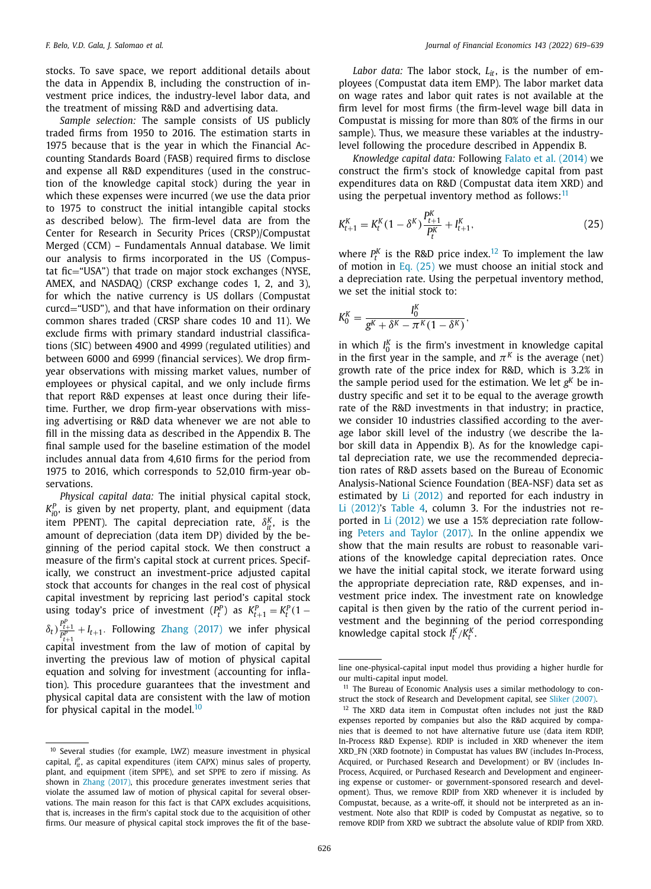stocks. To save space, we report additional details about the data in Appendix B, including the construction of investment price indices, the industry-level labor data, and the treatment of missing R&D and advertising data.

*Sample selection:* The sample consists of US publicly traded firms from 1950 to 2016. The estimation starts in 1975 because that is the year in which the Financial Accounting Standards Board (FASB) required firms to disclose and expense all R&D expenditures (used in the construction of the knowledge capital stock) during the year in which these expenses were incurred (we use the data prior to 1975 to construct the initial intangible capital stocks as described below). The firm-level data are from the Center for Research in Security Prices (CRSP)/Compustat Merged (CCM) – Fundamentals Annual database. We limit our analysis to firms incorporated in the US (Compustat fic="USA") that trade on major stock exchanges (NYSE, AMEX, and NASDAQ) (CRSP exchange codes 1, 2, and 3), for which the native currency is US dollars (Compustat curcd="USD"), and that have information on their ordinary common shares traded (CRSP share codes 10 and 11). We exclude firms with primary standard industrial classifications (SIC) between 4900 and 4999 (regulated utilities) and between 6000 and 6999 (financial services). We drop firm-year observations with missing market values, number of employees or physical capital, and we only include firms that report R&D expenses at least once during their lifetime. Further, we drop firm-year observations with missing advertising or R&D data whenever we are not able to fill in the missing data as described in the Appendix B. The final sample used for the baseline estimation of the model includes annual data from 4,610 firms for the period from 1975 to 2016, which corresponds to 52,010 firm-year observations.

*Physical capital data:* The initial physical capital stock, $K_{i0}^P$, is given by net property, plant, and equipment (data item PPENT). The capital depreciation rate, $\delta_{it}^K$, is the amount of depreciation (data item DP) divided by the beginning of the period capital stock. We then construct a measure of the firm's capital stock at current prices. Specifically, we construct an investment-price adjusted capital stock that accounts for changes in the real cost of physical capital investment by repricing last period's capital stock using today's price of investment ($P_t^P$) as $K_{t+1}^P = K_t^P(1-\delta_t)\frac{P_{t+1}^P}{P_{t+1}^P} + I_{t+1}$. Following Zhang (2017) we infer physical capital investment from the law of motion of capital by inverting the previous law of motion of physical capital equation and solving for investment (accounting for inflation). This procedure guarantees that the investment and physical capital data are consistent with the law of motion for physical capital in the model.[10]

*Labor data:* The labor stock, $L_{it}$, is the number of employees (Compustat data item EMP). The labor market data on wage rates and labor quit rates is not available at the firm level for most firms (the firm-level wage bill data in Compustat is missing for more than 80% of the firms in our sample). Thus, we measure these variables at the industry-level following the procedure described in Appendix B.

*Knowledge capital data:* Following Falato et al. (2014) we construct the firm's stock of knowledge capital from past expenditures data on R&D (Compustat data item XRD) and using the perpetual inventory method as follows:[11]

$$K_{t+1}^K = K_t^K(1-\delta^K)\frac{P_{t+1}^K}{P_t^K} + I_{t+1}^K, \tag{25}$$

where $P_t^K$ is the R&D price index.[12] To implement the law of motion in Eq. (25) we must choose an initial stock and a depreciation rate. Using the perpetual inventory method, we set the initial stock to:

$$K_0^K = \frac{I_0^K}{g^K + \delta^K - \pi^K(1-\delta^K)},$$

in which $I_0^K$ is the firm's investment in knowledge capital in the first year in the sample, and $\pi^K$ is the average (net) growth rate of the price index for R&D, which is 3.2% in the sample period used for the estimation. We let $g^K$ be industry specific and set it to be equal to the average growth rate of the R&D investments in that industry; in practice, we consider 10 industries classified according to the average labor skill level of the industry (we describe the labor skill data in Appendix B). As for the knowledge capital depreciation rate, we use the recommended depreciation rates of R&D assets based on the Bureau of Economic Analysis-National Science Foundation (BEA-NSF) data set as estimated by Li (2012) and reported for each industry in Li (2012)'s Table 4, column 3. For the industries not reported in Li (2012) we use a 15% depreciation rate following Peters and Taylor (2017). In the online appendix we show that the main results are robust to reasonable variations of the knowledge capital depreciation rates. Once we have the initial capital stock, we iterate forward using the appropriate depreciation rate, R&D expenses, and investment price index. The investment rate on knowledge capital is then given by the ratio of the current period investment and the beginning of the period corresponding knowledge capital stock $I_t^K/K_t^K$.

---

[10] Several studies (for example, LWZ) measure investment in physical capital, $I_{it}^P$, as capital expenditures (item CAPX) minus sales of property, plant, and equipment (item SPPE), and set SPPE to zero if missing. As shown in Zhang (2017), this procedure generates investment series that violate the assumed law of motion of physical capital for several observations. The main reason for this fact is that CAPX excludes acquisitions, that is, increases in the firm's capital stock due to the acquisition of other firms. Our measure of physical capital stock improves the fit of the baseline one-physical-capital input model thus providing a higher hurdle for our multi-capital input model.

[11] The Bureau of Economic Analysis uses a similar methodology to construct the stock of Research and Development capital, see Sliker (2007).

[12] The XRD data item in Compustat often includes not just the R&D expenses reported by companies but also the R&D acquired by companies that is deemed to not have alternative future use (data item RDIP, In-Process R&D Expense). RDIP is included in XRD whenever the item XRD_FN (XRD footnote) in Compustat has values BW (includes In-Process, Acquired, or Purchased Research and Development) or BV (includes In-Process, Acquired, or Purchased Research and Development and engineering expense or customer- or government-sponsored research and development). Thus, we remove RDIP from XRD whenever it is included by Compustat, because, as a write-off, it should not be interpreted as an investment. Note also that RDIP is coded by Compustat as negative, so to remove RDIP from XRD we subtract the absolute value of RDIP from XRD.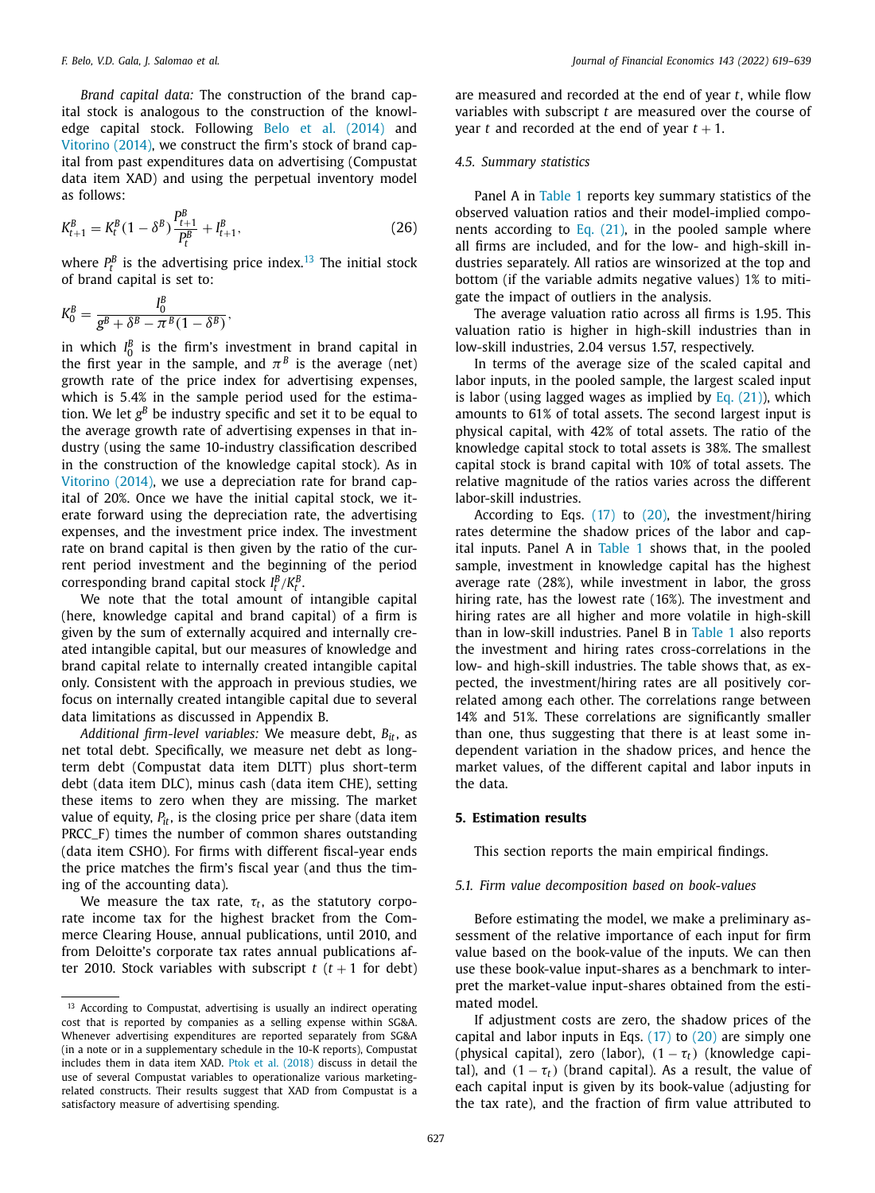*Brand capital data:* The construction of the brand capital stock is analogous to the construction of the knowledge capital stock. Following Belo et al. (2014) and Vitorino (2014), we construct the firm's stock of brand capital from past expenditures data on advertising (Compustat data item XAD) and using the perpetual inventory model as follows:

$$K_{t+1}^{B} = K_{t}^{B}(1-\delta^{B})\frac{P_{t+1}^{B}}{P_{t}^{B}} + I_{t+1}^{B}, \tag{26}$$

where $P_t^B$ is the advertising price index.[13] The initial stock of brand capital is set to:

$$K_0^B = \frac{I_0^B}{g^B + \delta^B - \pi^B(1-\delta^B)},$$

in which $I_0^B$ is the firm's investment in brand capital in the first year in the sample, and $\pi^B$ is the average (net) growth rate of the price index for advertising expenses, which is 5.4% in the sample period used for the estimation. We let $g^B$ be industry specific and set it to be equal to the average growth rate of advertising expenses in that industry (using the same 10-industry classification described in the construction of the knowledge capital stock). As in Vitorino (2014), we use a depreciation rate for brand capital of 20%. Once we have the initial capital stock, we iterate forward using the depreciation rate, the advertising expenses, and the investment price index. The investment rate on brand capital is then given by the ratio of the current period investment and the beginning of the period corresponding brand capital stock $I_t^B/K_t^B$.

We note that the total amount of intangible capital (here, knowledge capital and brand capital) of a firm is given by the sum of externally acquired and internally created intangible capital, but our measures of knowledge and brand capital relate to internally created intangible capital only. Consistent with the approach in previous studies, we focus on internally created intangible capital due to several data limitations as discussed in Appendix B.

*Additional firm-level variables:* We measure debt, $B_{it}$, as net total debt. Specifically, we measure net debt as long-term debt (Compustat data item DLTT) plus short-term debt (data item DLC), minus cash (data item CHE), setting these items to zero when they are missing. The market value of equity, $P_{it}$, is the closing price per share (data item PRCC_F) times the number of common shares outstanding (data item CSHO). For firms with different fiscal-year ends the price matches the firm's fiscal year (and thus the timing of the accounting data).

We measure the tax rate, $\tau_t$, as the statutory corporate income tax for the highest bracket from the Commerce Clearing House, annual publications, until 2010, and from Deloitte's corporate tax rates annual publications after 2010. Stock variables with subscript $t$ ($t+1$ for debt) are measured and recorded at the end of year $t$, while flow variables with subscript $t$ are measured over the course of year $t$ and recorded at the end of year $t+1$.

### 4.5. Summary statistics

Panel A in Table 1 reports key summary statistics of the observed valuation ratios and their model-implied components according to Eq. (21), in the pooled sample where all firms are included, and for the low- and high-skill industries separately. All ratios are winsorized at the top and bottom (if the variable admits negative values) 1% to mitigate the impact of outliers in the analysis.

The average valuation ratio across all firms is 1.95. This valuation ratio is higher in high-skill industries than in low-skill industries, 2.04 versus 1.57, respectively.

In terms of the average size of the scaled capital and labor inputs, in the pooled sample, the largest scaled input is labor (using lagged wages as implied by Eq. (21)), which amounts to 61% of total assets. The second largest input is physical capital, with 42% of total assets. The ratio of the knowledge capital stock to total assets is 38%. The smallest capital stock is brand capital with 10% of total assets. The relative magnitude of the ratios varies across the different labor-skill industries.

According to Eqs. (17) to (20), the investment/hiring rates determine the shadow prices of the labor and capital inputs. Panel A in Table 1 shows that, in the pooled sample, investment in knowledge capital has the highest average rate (28%), while investment in labor, the gross hiring rate, has the lowest rate (16%). The investment and hiring rates are all higher and more volatile in high-skill than in low-skill industries. Panel B in Table 1 also reports the investment and hiring rates cross-correlations in the low- and high-skill industries. The table shows that, as expected, the investment/hiring rates are all positively correlated among each other. The correlations range between 14% and 51%. These correlations are significantly smaller than one, thus suggesting that there is at least some independent variation in the shadow prices, and hence the market values, of the different capital and labor inputs in the data.

## 5. Estimation results

This section reports the main empirical findings.

### 5.1. Firm value decomposition based on book-values

Before estimating the model, we make a preliminary assessment of the relative importance of each input for firm value based on the book-value of the inputs. We can then use these book-value input-shares as a benchmark to interpret the market-value input-shares obtained from the estimated model.

If adjustment costs are zero, the shadow prices of the capital and labor inputs in Eqs. (17) to (20) are simply one (physical capital), zero (labor), $(1-\tau_t)$ (knowledge capital), and $(1-\tau_t)$ (brand capital). As a result, the value of each capital input is given by its book-value (adjusting for the tax rate), and the fraction of firm value attributed to

---

[13] According to Compustat, advertising is usually an indirect operating cost that is reported by companies as a selling expense within SG&A. Whenever advertising expenditures are reported separately from SG&A (in a note or in a supplementary schedule in the 10-K reports), Compustat includes them in data item XAD. Ptok et al. (2018) discuss in detail the use of several Compustat variables to operationalize various marketing-related constructs. Their results suggest that XAD from Compustat is a satisfactory measure of advertising spending.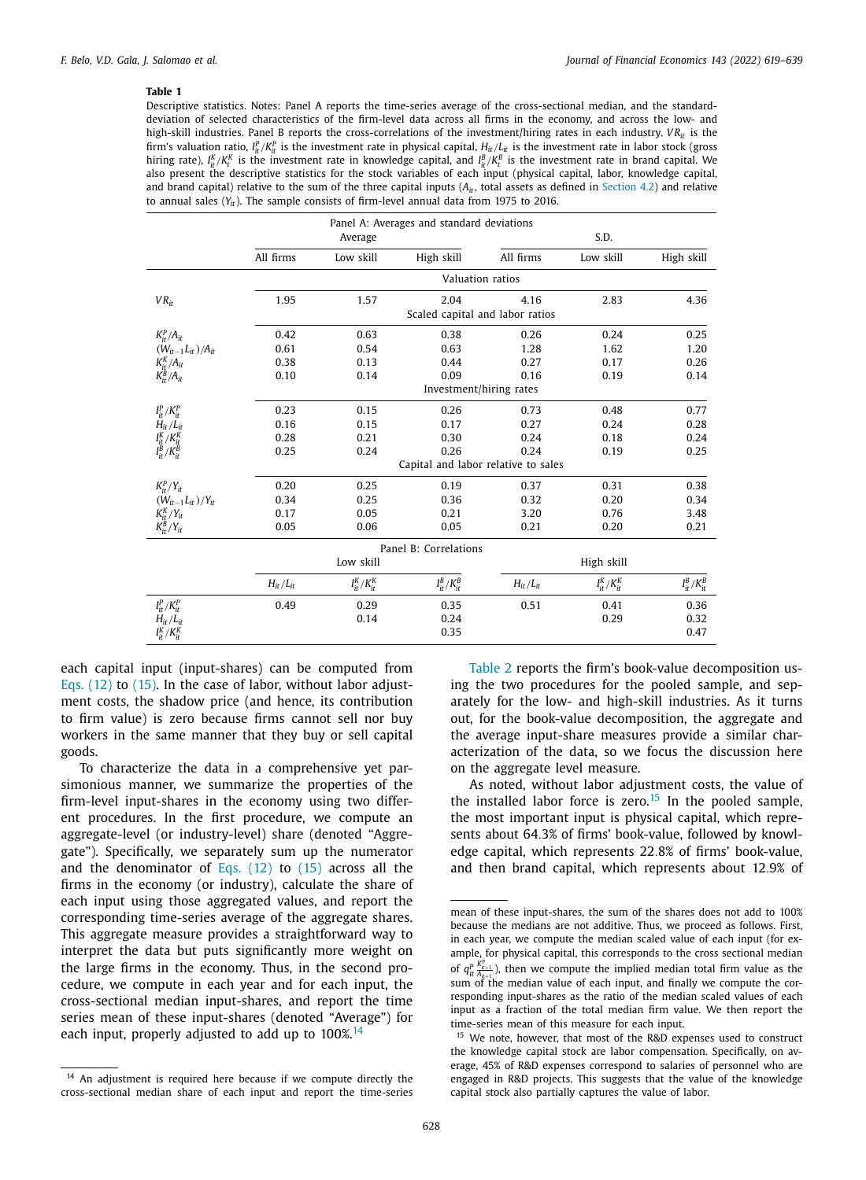**Table 1**

Descriptive statistics. Notes: Panel A reports the time-series average of the cross-sectional median, and the standard-deviation of selected characteristics of the firm-level data across all firms in the economy, and across the low- and high-skill industries. Panel B reports the cross-correlations of the investment/hiring rates in each industry. $VR_{it}$ is the firm's valuation ratio, $I_{it}^P/K_{it}^P$ is the investment rate in physical capital, $H_{it}/L_{it}$ is the investment rate in labor stock (gross hiring rate), $I_{it}^K/K_t^K$ is the investment rate in knowledge capital, and $I_{it}^B/K_t^B$ is the investment rate in brand capital. We also present the descriptive statistics for the stock variables of each input (physical capital, labor, knowledge capital, and brand capital) relative to the sum of the three capital inputs ($A_{it}$, total assets as defined in Section 4.2) and relative to annual sales ($Y_{it}$). The sample consists of firm-level annual data from 1975 to 2016.

Panel A: Averages and standard deviations

| | Average | | | S.D. | | |
|---|---|---|---|---|---|---|
| | All firms | Low skill | High skill | All firms | Low skill | High skill |
| | Valuation ratios | | | | | |
| $VR_{it}$ | 1.95 | 1.57 | 2.04 | 4.16 | 2.83 | 4.36 |
| | Scaled capital and labor ratios | | | | | |
| $K_{it}^P/A_{it}$ | 0.42 | 0.63 | 0.38 | 0.26 | 0.24 | 0.25 |
| $(W_{it-1}L_{it})/A_{it}$ | 0.61 | 0.54 | 0.63 | 1.28 | 1.62 | 1.20 |
| $K_{it}^K/A_{it}$ | 0.38 | 0.13 | 0.44 | 0.27 | 0.17 | 0.26 |
| $K_{it}^B/A_{it}$ | 0.10 | 0.14 | 0.09 | 0.16 | 0.19 | 0.14 |
| | Investment/hiring rates | | | | | |
| $I_{it}^P/K_{it}^P$ | 0.23 | 0.15 | 0.26 | 0.73 | 0.48 | 0.77 |
| $H_{it}/L_{it}$ | 0.16 | 0.15 | 0.17 | 0.27 | 0.24 | 0.28 |
| $I_{it}^K/K_{it}^K$ | 0.28 | 0.21 | 0.30 | 0.24 | 0.18 | 0.24 |
| $I_{it}^B/K_{it}^B$ | 0.25 | 0.24 | 0.26 | 0.24 | 0.19 | 0.25 |
| | Capital and labor relative to sales | | | | | |
| $K_{it}^P/Y_{it}$ | 0.20 | 0.25 | 0.19 | 0.37 | 0.31 | 0.38 |
| $(W_{it-1}L_{it})/Y_{it}$ | 0.34 | 0.25 | 0.36 | 0.32 | 0.20 | 0.34 |
| $K_{it}^K/Y_{it}$ | 0.17 | 0.05 | 0.21 | 3.20 | 0.76 | 3.48 |
| $K_{it}^B/Y_{it}$ | 0.05 | 0.06 | 0.05 | 0.21 | 0.20 | 0.21 |

Panel B: Correlations

| | Low skill | | | High skill | | |
|---|---|---|---|---|---|---|
| | $H_{it}/L_{it}$ | $I_{it}^K/K_{it}^K$ | $I_{it}^B/K_{it}^B$ | $H_{it}/L_{it}$ | $I_{it}^K/K_{it}^K$ | $I_{it}^B/K_{it}^B$ |
| $I_{it}^P/K_{it}^P$ | 0.49 | 0.29 | 0.35 | 0.51 | 0.41 | 0.36 |
| $H_{it}/L_{it}$ | | 0.14 | 0.24 | | 0.29 | 0.32 |
| $I_{it}^K/K_{it}^K$ | | | 0.35 | | | 0.47 |

each capital input (input-shares) can be computed from Eqs. (12) to (15). In the case of labor, without labor adjustment costs, the shadow price (and hence, its contribution to firm value) is zero because firms cannot sell nor buy workers in the same manner that they buy or sell capital goods.

To characterize the data in a comprehensive yet parsimonious manner, we summarize the properties of the firm-level input-shares in the economy using two different procedures. In the first procedure, we compute an aggregate-level (or industry-level) share (denoted "Aggregate"). Specifically, we separately sum up the numerator and the denominator of Eqs. (12) to (15) across all the firms in the economy (or industry), calculate the share of each input using those aggregated values, and report the corresponding time-series average of the aggregate shares. This aggregate measure provides a straightforward way to interpret the data but puts significantly more weight on the large firms in the economy. Thus, in the second procedure, we compute in each year and for each input, the cross-sectional median input-shares, and report the time series mean of these input-shares (denoted "Average") for each input, properly adjusted to add up to 100%.[14]

Table 2 reports the firm's book-value decomposition using the two procedures for the pooled sample, and separately for the low- and high-skill industries. As it turns out, for the book-value decomposition, the aggregate and the average input-share measures provide a similar characterization of the data, so we focus the discussion here on the aggregate level measure.

As noted, without labor adjustment costs, the value of the installed labor force is zero.[15] In the pooled sample, the most important input is physical capital, which represents about 64.3% of firms' book-value, followed by knowledge capital, which represents 22.8% of firms' book-value, and then brand capital, which represents about 12.9% of

[14] An adjustment is required here because if we compute directly the cross-sectional median share of each input and report the time-series mean of these input-shares, the sum of the shares does not add to 100% because the medians are not additive. Thus, we proceed as follows. First, in each year, we compute the median scaled value of each input (for example, for physical capital, this corresponds to the cross sectional median of $q_{it}^P \frac{K_{it+1}^P}{A_{it+1}}$), then we compute the implied median total firm value as the sum of the median value of each input, and finally we compute the corresponding input-shares as the ratio of the median scaled values of each input as a fraction of the total median firm value. We then report the time-series mean of this measure for each input.

[15] We note, however, that most of the R&D expenses used to construct the knowledge capital stock are labor compensation. Specifically, on average, 45% of R&D expenses correspond to salaries of personnel who are engaged in R&D projects. This suggests that the value of the knowledge capital stock also partially captures the value of labor.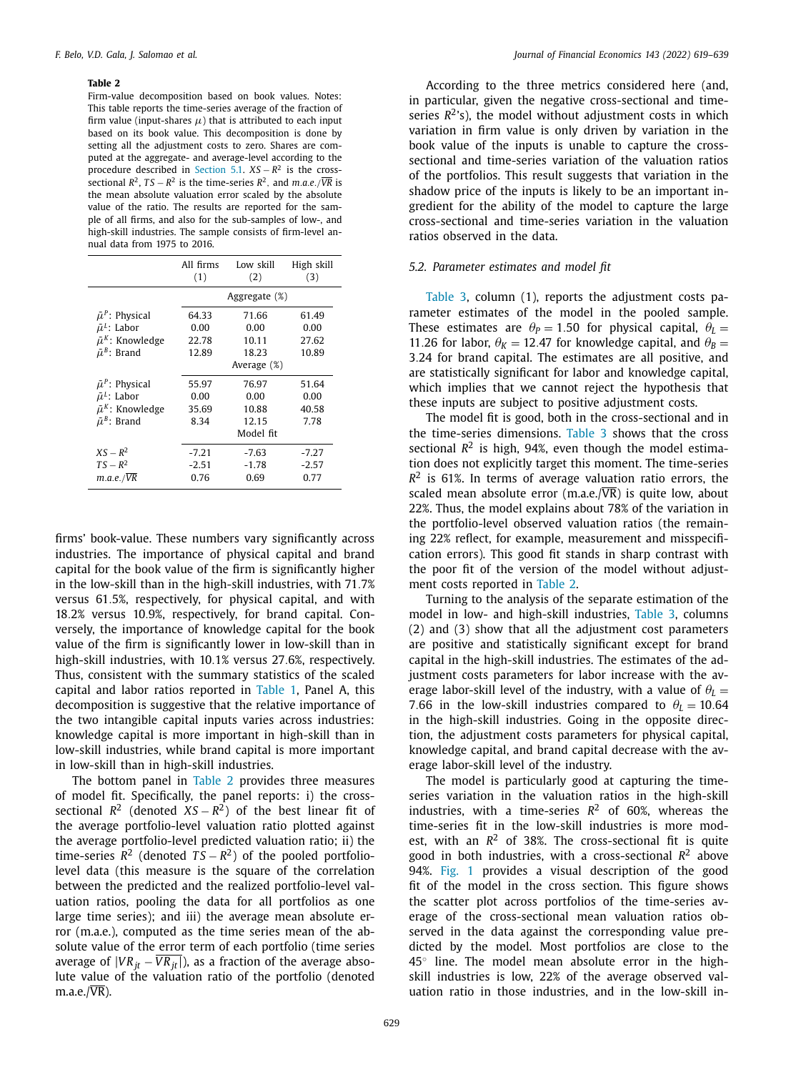**Table 2**

Firm-value decomposition based on book values. Notes: This table reports the time-series average of the fraction of firm value (input-shares $\mu$) that is attributed to each input based on its book value. This decomposition is done by setting all the adjustment costs to zero. Shares are computed at the aggregate- and average-level according to the procedure described in Section 5.1. $XS-R^2$ is the cross-sectional $R^2$, $TS-R^2$ is the time-series $R^2$, and $m.a.e./\overline{VR}$ is the mean absolute valuation error scaled by the absolute value of the ratio. The results are reported for the sample of all firms, and also for the sub-samples of low-, and high-skill industries. The sample consists of firm-level annual data from 1975 to 2016.

| | All firms (1) | Low skill (2) | High skill (3) |
|---|---|---|---|
| | | Aggregate (%) | |
| $\bar{\mu}^P$: Physical | 64.33 | 71.66 | 61.49 |
| $\bar{\mu}^L$: Labor | 0.00 | 0.00 | 0.00 |
| $\bar{\mu}^K$: Knowledge | 22.78 | 10.11 | 27.62 |
| $\bar{\mu}^B$: Brand | 12.89 | 18.23 | 10.89 |
| | | Average (%) | |
| $\bar{\mu}^P$: Physical | 55.97 | 76.97 | 51.64 |
| $\bar{\mu}^L$: Labor | 0.00 | 0.00 | 0.00 |
| $\bar{\mu}^K$: Knowledge | 35.69 | 10.88 | 40.58 |
| $\bar{\mu}^B$: Brand | 8.34 | 12.15 | 7.78 |
| | | Model fit | |
| $XS-R^2$ | -7.21 | -7.63 | -7.27 |
| $TS-R^2$ | -2.51 | -1.78 | -2.57 |
| $m.a.e./\overline{VR}$ | 0.76 | 0.69 | 0.77 |

firms' book-value. These numbers vary significantly across industries. The importance of physical capital and brand capital for the book value of the firm is significantly higher in the low-skill than in the high-skill industries, with 71.7% versus 61.5%, respectively, for physical capital, and with 18.2% versus 10.9%, respectively, for brand capital. Conversely, the importance of knowledge capital for the book value of the firm is significantly lower in low-skill than in high-skill industries, with 10.1% versus 27.6%, respectively. Thus, consistent with the summary statistics of the scaled capital and labor ratios reported in Table 1, Panel A, this decomposition is suggestive that the relative importance of the two intangible capital inputs varies across industries: knowledge capital is more important in high-skill than in low-skill industries, while brand capital is more important in low-skill than in high-skill industries.

The bottom panel in Table 2 provides three measures of model fit. Specifically, the panel reports: i) the cross-sectional $R^2$ (denoted $XS-R^2$) of the best linear fit of the average portfolio-level valuation ratio plotted against the average portfolio-level predicted valuation ratio; ii) the time-series $R^2$ (denoted $TS-R^2$) of the pooled portfolio-level data (this measure is the square of the correlation between the predicted and the realized portfolio-level valuation ratios, pooling the data for all portfolios as one large time series); and iii) the average mean absolute error (m.a.e.), computed as the time series mean of the absolute value of the error term of each portfolio (time series average of $|VR_{jt}-\overline{VR_{jt}}|$), as a fraction of the average absolute value of the valuation ratio of the portfolio (denoted m.a.e./$\overline{\text{VR}}$).

According to the three metrics considered here (and, in particular, given the negative cross-sectional and time-series $R^2$'s), the model without adjustment costs in which variation in firm value is only driven by variation in the book value of the inputs is unable to capture the cross-sectional and time-series variation of the valuation ratios of the portfolios. This result suggests that variation in the shadow price of the inputs is likely to be an important ingredient for the ability of the model to capture the large cross-sectional and time-series variation in the valuation ratios observed in the data.

### 5.2. Parameter estimates and model fit

Table 3, column (1), reports the adjustment costs parameter estimates of the model in the pooled sample. These estimates are $\theta_P=1.50$ for physical capital, $\theta_L=11.26$ for labor, $\theta_K=12.47$ for knowledge capital, and $\theta_B=3.24$ for brand capital. The estimates are all positive, and are statistically significant for labor and knowledge capital, which implies that we cannot reject the hypothesis that these inputs are subject to positive adjustment costs.

The model fit is good, both in the cross-sectional and in the time-series dimensions. Table 3 shows that the cross sectional $R^2$ is high, 94%, even though the model estimation does not explicitly target this moment. The time-series $R^2$ is 61%. In terms of average valuation ratio errors, the scaled mean absolute error (m.a.e./$\overline{\text{VR}}$) is quite low, about 22%. Thus, the model explains about 78% of the variation in the portfolio-level observed valuation ratios (the remaining 22% reflect, for example, measurement and misspecification errors). This good fit stands in sharp contrast with the poor fit of the version of the model without adjustment costs reported in Table 2.

Turning to the analysis of the separate estimation of the model in low- and high-skill industries, Table 3, columns (2) and (3) show that all the adjustment cost parameters are positive and statistically significant except for brand capital in the high-skill industries. The estimates of the adjustment costs parameters for labor increase with the average labor-skill level of the industry, with a value of $\theta_L=7.66$ in the low-skill industries compared to $\theta_L=10.64$ in the high-skill industries. Going in the opposite direction, the adjustment costs parameters for physical capital, knowledge capital, and brand capital decrease with the average labor-skill level of the industry.

The model is particularly good at capturing the time-series variation in the valuation ratios in the high-skill industries, with a time-series $R^2$ of 60%, whereas the time-series fit in the low-skill industries is more modest, with an $R^2$ of 38%. The cross-sectional fit is quite good in both industries, with a cross-sectional $R^2$ above 94%. Fig. 1 provides a visual description of the good fit of the model in the cross section. This figure shows the scatter plot across portfolios of the time-series average of the cross-sectional mean valuation ratios observed in the data against the corresponding value predicted by the model. Most portfolios are close to the 45° line. The model mean absolute error in the high-skill industries is low, 22% of the average observed valuation ratio in those industries, and in the low-skill in-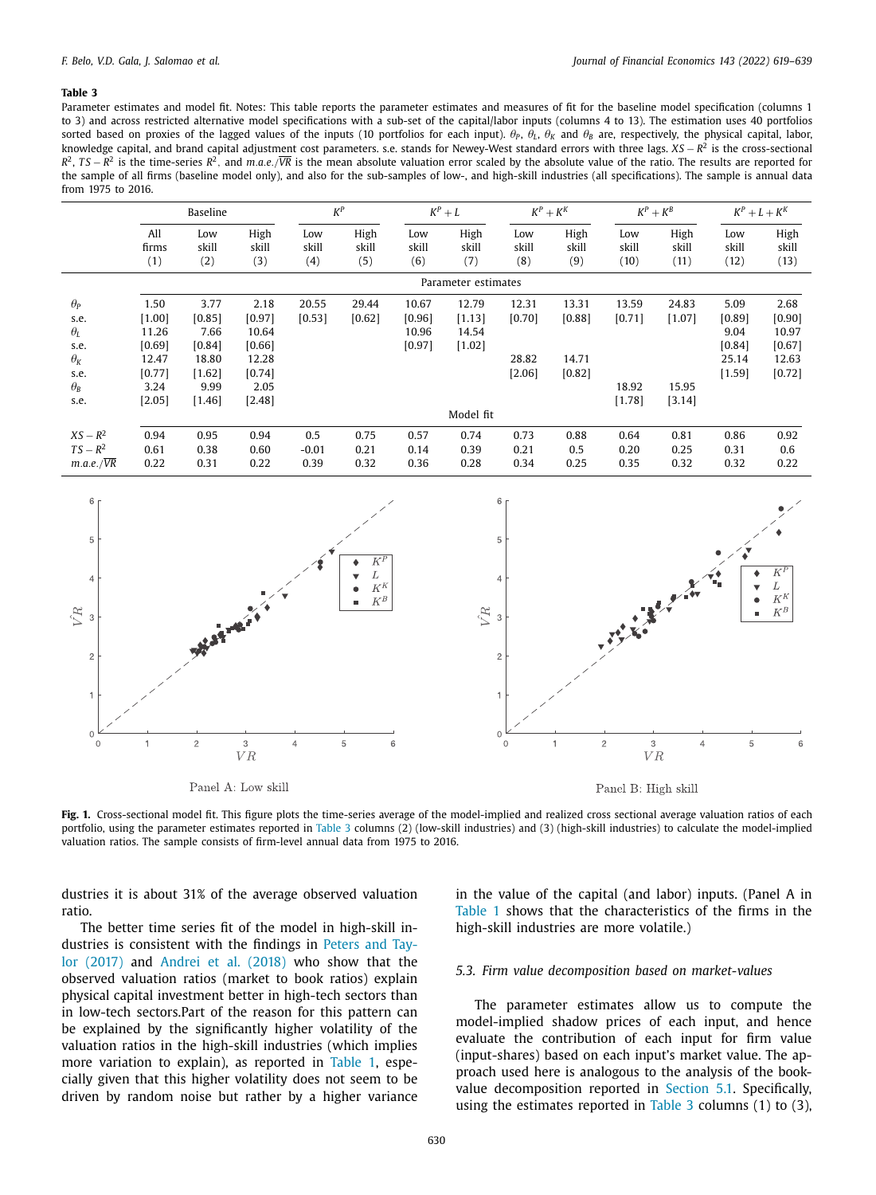**Table 3**

Parameter estimates and model fit. Notes: This table reports the parameter estimates and measures of fit for the baseline model specification (columns 1 to 3) and across restricted alternative model specifications with a sub-set of the capital/labor inputs (columns 4 to 13). The estimation uses 40 portfolios sorted based on proxies of the lagged values of the inputs (10 portfolios for each input). $\theta_P$, $\theta_L$, $\theta_K$ and $\theta_B$ are, respectively, the physical capital, labor, knowledge capital, and brand capital adjustment cost parameters. s.e. stands for Newey-West standard errors with three lags. $XS-R^2$ is the cross-sectional $R^2$, $TS-R^2$ is the time-series $R^2$, and $m.a.e./\overline{VR}$ is the mean absolute valuation error scaled by the absolute value of the ratio. The results are reported for the sample of all firms (baseline model only), and also for the sub-samples of low-, and high-skill industries (all specifications). The sample is annual data from 1975 to 2016.

| | Baseline | | | $K^P$ | | $K^P+L$ | | $K^P+K^K$ | | $K^P+K^B$ | | $K^P+L+K^K$ | |
|---|---|---|---|---|---|---|---|---|---|---|---|---|---|
| | All firms (1) | Low skill (2) | High skill (3) | Low skill (4) | High skill (5) | Low skill (6) | High skill (7) | Low skill (8) | High skill (9) | Low skill (10) | High skill (11) | Low skill (12) | High skill (13) |
| | Parameter estimates | | | | | | | | | | | | |
| $\theta_P$ | 1.50 | 3.77 | 2.18 | 20.55 | 29.44 | 10.67 | 12.79 | 12.31 | 13.31 | 13.59 | 24.83 | 5.09 | 2.68 |
| s.e. | [1.00] | [0.85] | [0.97] | [0.53] | [0.62] | [0.96] | [1.13] | [0.70] | [0.88] | [0.71] | [1.07] | [0.89] | [0.90] |
| $\theta_L$ | 11.26 | 7.66 | 10.64 | | | 10.96 | 14.54 | | | | | 9.04 | 10.97 |
| s.e. | [0.69] | [0.84] | [0.66] | | | [0.97] | [1.02] | | | | | [0.84] | [0.67] |
| $\theta_K$ | 12.47 | 18.80 | 12.28 | | | | | 28.82 | 14.71 | | | 25.14 | 12.63 |
| s.e. | [0.77] | [1.62] | [0.74] | | | | | [2.06] | [0.82] | | | [1.59] | [0.72] |
| $\theta_B$ | 3.24 | 9.99 | 2.05 | | | | | | | 18.92 | 15.95 | | |
| s.e. | [2.05] | [1.46] | [2.48] | | | | | | | [1.78] | [3.14] | | |
| | Model fit | | | | | | | | | | | | |
| $XS-R^2$ | 0.94 | 0.95 | 0.94 | 0.5 | 0.75 | 0.57 | 0.74 | 0.73 | 0.88 | 0.64 | 0.81 | 0.86 | 0.92 |
| $TS-R^2$ | 0.61 | 0.38 | 0.60 | -0.01 | 0.21 | 0.14 | 0.39 | 0.21 | 0.5 | 0.20 | 0.25 | 0.31 | 0.6 |
| $m.a.e./\overline{VR}$ | 0.22 | 0.31 | 0.22 | 0.39 | 0.32 | 0.36 | 0.28 | 0.34 | 0.25 | 0.35 | 0.32 | 0.32 | 0.22 |

Panel A: Low skill

Panel B: High skill

**Fig. 1.** Cross-sectional model fit. This figure plots the time-series average of the model-implied and realized cross sectional average valuation ratios of each portfolio, using the parameter estimates reported in Table 3 columns (2) (low-skill industries) and (3) (high-skill industries) to calculate the model-implied valuation ratios. The sample consists of firm-level annual data from 1975 to 2016.

dustries it is about 31% of the average observed valuation ratio.

The better time series fit of the model in high-skill industries is consistent with the findings in Peters and Taylor (2017) and Andrei et al. (2018) who show that the observed valuation ratios (market to book ratios) explain physical capital investment better in high-tech sectors than in low-tech sectors.Part of the reason for this pattern can be explained by the significantly higher volatility of the valuation ratios in the high-skill industries (which implies more variation to explain), as reported in Table 1, especially given that this higher volatility does not seem to be driven by random noise but rather by a higher variance in the value of the capital (and labor) inputs. (Panel A in Table 1 shows that the characteristics of the firms in the high-skill industries are more volatile.)

### 5.3. Firm value decomposition based on market-values

The parameter estimates allow us to compute the model-implied shadow prices of each input, and hence evaluate the contribution of each input for firm value (input-shares) based on each input's market value. The approach used here is analogous to the analysis of the book-value decomposition reported in Section 5.1. Specifically, using the estimates reported in Table 3 columns (1) to (3),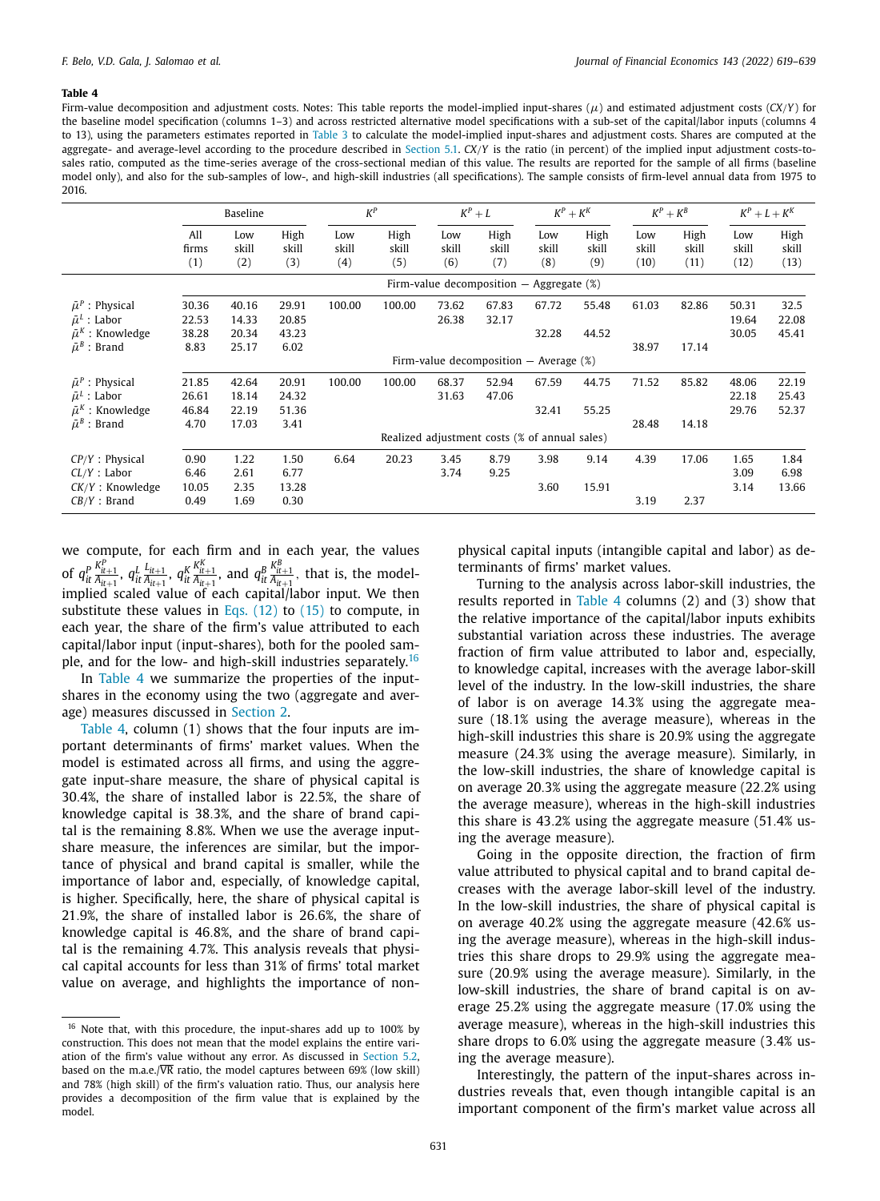**Table 4**

Firm-value decomposition and adjustment costs. Notes: This table reports the model-implied input-shares ($\mu$) and estimated adjustment costs ($CX/Y$) for the baseline model specification (columns 1–3) and across restricted alternative model specifications with a sub-set of the capital/labor inputs (columns 4 to 13), using the parameters estimates reported in Table 3 to calculate the model-implied input-shares and adjustment costs. Shares are computed at the aggregate- and average-level according to the procedure described in Section 5.1. $CX/Y$ is the ratio (in percent) of the implied input adjustment costs-to-sales ratio, computed as the time-series average of the cross-sectional median of this value. The results are reported for the sample of all firms (baseline model only), and also for the sub-samples of low-, and high-skill industries (all specifications). The sample consists of firm-level annual data from 1975 to 2016.

| | Baseline | | | $K^P$ | | $K^P+L$ | | $K^P+K^K$ | | $K^P+K^B$ | | $K^P+L+K^K$ | |
|---|---|---|---|---|---|---|---|---|---|---|---|---|---|
| | All firms (1) | Low skill (2) | High skill (3) | Low skill (4) | High skill (5) | Low skill (6) | High skill (7) | Low skill (8) | High skill (9) | Low skill (10) | High skill (11) | Low skill (12) | High skill (13) |
| | Firm-value decomposition — Aggregate (%) | | | | | | | | | | | | |
| $\bar{\mu}^P$ : Physical | 30.36 | 40.16 | 29.91 | 100.00 | 100.00 | 73.62 | 67.83 | 67.72 | 55.48 | 61.03 | 82.86 | 50.31 | 32.5 |
| $\bar{\mu}^L$ : Labor | 22.53 | 14.33 | 20.85 | | | 26.38 | 32.17 | | | | | 19.64 | 22.08 |
| $\bar{\mu}^K$ : Knowledge | 38.28 | 20.34 | 43.23 | | | | | 32.28 | 44.52 | | | 30.05 | 45.41 |
| $\bar{\mu}^B$ : Brand | 8.83 | 25.17 | 6.02 | | | | | | | 38.97 | 17.14 | | |
| | Firm-value decomposition — Average (%) | | | | | | | | | | | | |
| $\bar{\mu}^P$ : Physical | 21.85 | 42.64 | 20.91 | 100.00 | 100.00 | 68.37 | 52.94 | 67.59 | 44.75 | 71.52 | 85.82 | 48.06 | 22.19 |
| $\bar{\mu}^L$ : Labor | 26.61 | 18.14 | 24.32 | | | 31.63 | 47.06 | | | | | 22.18 | 25.43 |
| $\bar{\mu}^K$ : Knowledge | 46.84 | 22.19 | 51.36 | | | | | 32.41 | 55.25 | | | 29.76 | 52.37 |
| $\bar{\mu}^B$ : Brand | 4.70 | 17.03 | 3.41 | | | | | | | 28.48 | 14.18 | | |
| | Realized adjustment costs (% of annual sales) | | | | | | | | | | | | |
| $CP/Y$ : Physical | 0.90 | 1.22 | 1.50 | 6.64 | 20.23 | 3.45 | 8.79 | 3.98 | 9.14 | 4.39 | 17.06 | 1.65 | 1.84 |
| $CL/Y$ : Labor | 6.46 | 2.61 | 6.77 | | | 3.74 | 9.25 | | | | | 3.09 | 6.98 |
| $CK/Y$ : Knowledge | 10.05 | 2.35 | 13.28 | | | | | 3.60 | 15.91 | | | 3.14 | 13.66 |
| $CB/Y$ : Brand | 0.49 | 1.69 | 0.30 | | | | | | | 3.19 | 2.37 | | |

we compute, for each firm and in each year, the values of $q_{it}^P \frac{K_{it+1}^P}{A_{it+1}}$, $q_{it}^L \frac{L_{it+1}}{A_{it+1}}$, $q_{it}^K \frac{K_{it+1}^K}{A_{it+1}}$, and $q_{it}^B \frac{K_{it+1}^B}{A_{it+1}}$, that is, the model-implied scaled value of each capital/labor input. We then substitute these values in Eqs. (12) to (15) to compute, in each year, the share of the firm's value attributed to each capital/labor input (input-shares), both for the pooled sample, and for the low- and high-skill industries separately.[16]

In Table 4 we summarize the properties of the input-shares in the economy using the two (aggregate and average) measures discussed in Section 2.

Table 4, column (1) shows that the four inputs are important determinants of firms' market values. When the model is estimated across all firms, and using the aggregate input-share measure, the share of physical capital is 30.4%, the share of installed labor is 22.5%, the share of knowledge capital is 38.3%, and the share of brand capital is the remaining 8.8%. When we use the average input-share measure, the inferences are similar, but the importance of physical and brand capital is smaller, while the importance of labor and, especially, of knowledge capital, is higher. Specifically, here, the share of physical capital is 21.9%, the share of installed labor is 26.6%, the share of knowledge capital is 46.8%, and the share of brand capital is the remaining 4.7%. This analysis reveals that physical capital accounts for less than 31% of firms' total market value on average, and highlights the importance of non-physical capital inputs (intangible capital and labor) as determinants of firms' market values.

Turning to the analysis across labor-skill industries, the results reported in Table 4 columns (2) and (3) show that the relative importance of the capital/labor inputs exhibits substantial variation across these industries. The average fraction of firm value attributed to labor and, especially, to knowledge capital, increases with the average labor-skill level of the industry. In the low-skill industries, the share of labor is on average 14.3% using the aggregate measure (18.1% using the average measure), whereas in the high-skill industries this share is 20.9% using the aggregate measure (24.3% using the average measure). Similarly, in the low-skill industries, the share of knowledge capital is on average 20.3% using the aggregate measure (22.2% using the average measure), whereas in the high-skill industries this share is 43.2% using the aggregate measure (51.4% using the average measure).

Going in the opposite direction, the fraction of firm value attributed to physical capital and to brand capital decreases with the average labor-skill level of the industry. In the low-skill industries, the share of physical capital is on average 40.2% using the aggregate measure (42.6% using the average measure), whereas in the high-skill industries this share drops to 29.9% using the aggregate measure (20.9% using the average measure). Similarly, in the low-skill industries, the share of brand capital is on average 25.2% using the aggregate measure (17.0% using the average measure), whereas in the high-skill industries this share drops to 6.0% using the aggregate measure (3.4% using the average measure).

Interestingly, the pattern of the input-shares across industries reveals that, even though intangible capital is an important component of the firm's market value across all

[16] Note that, with this procedure, the input-shares add up to 100% by construction. This does not mean that the model explains the entire variation of the firm's value without any error. As discussed in Section 5.2, based on the m.a.e./$\overline{VR}$ ratio, the model captures between 69% (low skill) and 78% (high skill) of the firm's valuation ratio. Thus, our analysis here provides a decomposition of the firm value that is explained by the model.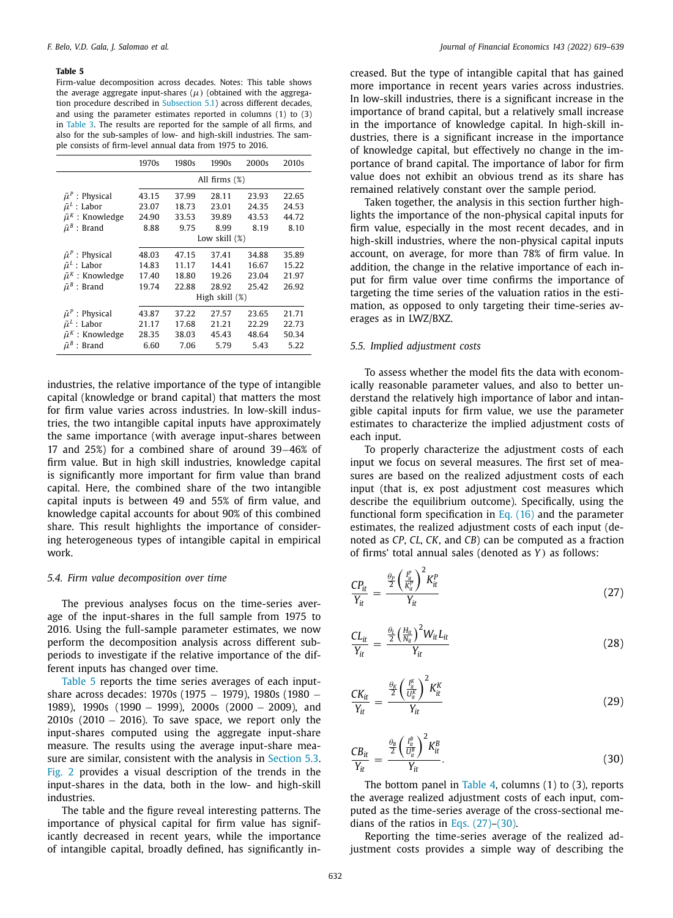**Table 5**

Firm-value decomposition across decades. Notes: This table shows the average aggregate input-shares ($\mu$) (obtained with the aggregation procedure described in Subsection 5.1) across different decades, and using the parameter estimates reported in columns (1) to (3) in Table 3. The results are reported for the sample of all firms, and also for the sub-samples of low- and high-skill industries. The sample consists of firm-level annual data from 1975 to 2016.

| | 1970s | 1980s | 1990s | 2000s | 2010s |
|---|---|---|---|---|---|
| | All firms (%) | | | | |
| $\bar{\mu}^P$ : Physical | 43.15 | 37.99 | 28.11 | 23.93 | 22.65 |
| $\bar{\mu}^L$ : Labor | 23.07 | 18.73 | 23.01 | 24.35 | 24.53 |
| $\bar{\mu}^K$ : Knowledge | 24.90 | 33.53 | 39.89 | 43.53 | 44.72 |
| $\bar{\mu}^B$ : Brand | 8.88 | 9.75 | 8.99 | 8.19 | 8.10 |
| | Low skill (%) | | | | |
| $\bar{\mu}^P$ : Physical | 48.03 | 47.15 | 37.41 | 34.88 | 35.89 |
| $\bar{\mu}^L$ : Labor | 14.83 | 11.17 | 14.41 | 16.67 | 15.22 |
| $\bar{\mu}^K$ : Knowledge | 17.40 | 18.80 | 19.26 | 23.04 | 21.97 |
| $\bar{\mu}^B$ : Brand | 19.74 | 22.88 | 28.92 | 25.42 | 26.92 |
| | High skill (%) | | | | |
| $\bar{\mu}^P$ : Physical | 43.87 | 37.22 | 27.57 | 23.65 | 21.71 |
| $\bar{\mu}^L$ : Labor | 21.17 | 17.68 | 21.21 | 22.29 | 22.73 |
| $\bar{\mu}^K$ : Knowledge | 28.35 | 38.03 | 45.43 | 48.64 | 50.34 |
| $\bar{\mu}^B$ : Brand | 6.60 | 7.06 | 5.79 | 5.43 | 5.22 |

industries, the relative importance of the type of intangible capital (knowledge or brand capital) that matters the most for firm value varies across industries. In low-skill industries, the two intangible capital inputs have approximately the same importance (with average input-shares between 17 and 25%) for a combined share of around 39–46% of firm value. But in high skill industries, knowledge capital is significantly more important for firm value than brand capital. Here, the combined share of the two intangible capital inputs is between 49 and 55% of firm value, and knowledge capital accounts for about 90% of this combined share. This result highlights the importance of considering heterogeneous types of intangible capital in empirical work.

### 5.4. Firm value decomposition over time

The previous analyses focus on the time-series average of the input-shares in the full sample from 1975 to 2016. Using the full-sample parameter estimates, we now perform the decomposition analysis across different subperiods to investigate if the relative importance of the different inputs has changed over time.

Table 5 reports the time series averages of each input-share across decades: 1970s (1975 – 1979), 1980s (1980 – 1989), 1990s (1990 – 1999), 2000s (2000 – 2009), and 2010s (2010 – 2016). To save space, we report only the input-shares computed using the aggregate input-share measure. The results using the average input-share measure are similar, consistent with the analysis in Section 5.3. Fig. 2 provides a visual description of the trends in the input-shares in the data, both in the low- and high-skill industries.

The table and the figure reveal interesting patterns. The importance of physical capital for firm value has significantly decreased in recent years, while the importance of intangible capital, broadly defined, has significantly increased. But the type of intangible capital that has gained more importance in recent years varies across industries. In low-skill industries, there is a significant increase in the importance of brand capital, but a relatively small increase in the importance of knowledge capital. In high-skill industries, there is a significant increase in the importance of knowledge capital, but effectively no change in the importance of brand capital. The importance of labor for firm value does not exhibit an obvious trend as its share has remained relatively constant over the sample period.

Taken together, the analysis in this section further highlights the importance of the non-physical capital inputs for firm value, especially in the most recent decades, and in high-skill industries, where the non-physical capital inputs account, on average, for more than 78% of firm value. In addition, the change in the relative importance of each input for firm value over time confirms the importance of targeting the time series of the valuation ratios in the estimation, as opposed to only targeting their time-series averages as in LWZ/BXZ.

### 5.5. Implied adjustment costs

To assess whether the model fits the data with economically reasonable parameter values, and also to better understand the relatively high importance of labor and intangible capital inputs for firm value, we use the parameter estimates to characterize the implied adjustment costs of each input.

To properly characterize the adjustment costs of each input we focus on several measures. The first set of measures are based on the realized adjustment costs of each input (that is, ex post adjustment cost measures which describe the equilibrium outcome). Specifically, using the functional form specification in Eq. (16) and the parameter estimates, the realized adjustment costs of each input (denoted as $CP$, $CL$, $CK$, and $CB$) can be computed as a fraction of firms' total annual sales (denoted as $Y$) as follows:

$$\frac{CP_{it}}{Y_{it}} = \frac{\frac{\theta_P}{2}\left(\frac{I_{it}^P}{K_{it}^P}\right)^2 K_{it}^P}{Y_{it}} \tag{27}$$

$$\frac{CL_{it}}{Y_{it}} = \frac{\frac{\theta_L}{2}\left(\frac{H_{it}}{N_{it}}\right)^2 W_{it} L_{it}}{Y_{it}} \tag{28}$$

$$\frac{CK_{it}}{Y_{it}} = \frac{\frac{\theta_K}{2}\left(\frac{I_{it}^K}{U_{it}^K}\right)^2 K_{it}^K}{Y_{it}} \tag{29}$$

$$\frac{CB_{it}}{Y_{it}} = \frac{\frac{\theta_B}{2}\left(\frac{I_{it}^B}{U_{it}^B}\right)^2 K_{it}^B}{Y_{it}}. \tag{30}$$

The bottom panel in Table 4, columns (1) to (3), reports the average realized adjustment costs of each input, computed as the time-series average of the cross-sectional medians of the ratios in Eqs. (27)–(30).

Reporting the time-series average of the realized adjustment costs provides a simple way of describing the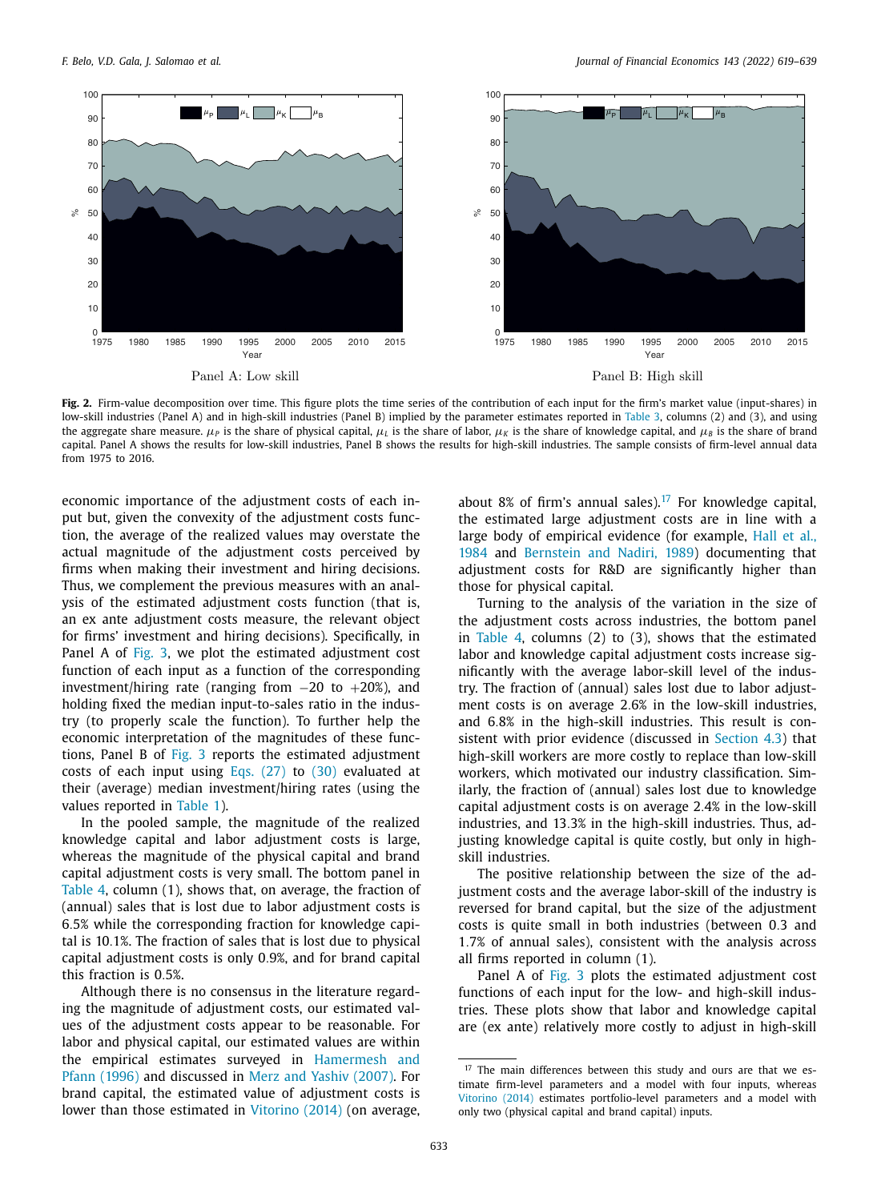Panel A: Low skill

Panel B: High skill

**Fig. 2.** Firm-value decomposition over time. This figure plots the time series of the contribution of each input for the firm's market value (input-shares) in low-skill industries (Panel A) and in high-skill industries (Panel B) implied by the parameter estimates reported in Table 3, columns (2) and (3), and using the aggregate share measure. $\mu_P$ is the share of physical capital, $\mu_L$ is the share of labor, $\mu_K$ is the share of knowledge capital, and $\mu_B$ is the share of brand capital. Panel A shows the results for low-skill industries, Panel B shows the results for high-skill industries. The sample consists of firm-level annual data from 1975 to 2016.

economic importance of the adjustment costs of each input but, given the convexity of the adjustment costs function, the average of the realized values may overstate the actual magnitude of the adjustment costs perceived by firms when making their investment and hiring decisions. Thus, we complement the previous measures with an analysis of the estimated adjustment costs function (that is, an ex ante adjustment costs measure, the relevant object for firms' investment and hiring decisions). Specifically, in Panel A of Fig. 3, we plot the estimated adjustment cost function of each input as a function of the corresponding investment/hiring rate (ranging from −20 to +20%), and holding fixed the median input-to-sales ratio in the industry (to properly scale the function). To further help the economic interpretation of the magnitudes of these functions, Panel B of Fig. 3 reports the estimated adjustment costs of each input using Eqs. (27) to (30) evaluated at their (average) median investment/hiring rates (using the values reported in Table 1).

In the pooled sample, the magnitude of the realized knowledge capital and labor adjustment costs is large, whereas the magnitude of the physical capital and brand capital adjustment costs is very small. The bottom panel in Table 4, column (1), shows that, on average, the fraction of (annual) sales that is lost due to labor adjustment costs is 6.5% while the corresponding fraction for knowledge capital is 10.1%. The fraction of sales that is lost due to physical capital adjustment costs is only 0.9%, and for brand capital this fraction is 0.5%.

Although there is no consensus in the literature regarding the magnitude of adjustment costs, our estimated values of the adjustment costs appear to be reasonable. For labor and physical capital, our estimated values are within the empirical estimates surveyed in Hamermesh and Pfann (1996) and discussed in Merz and Yashiv (2007). For brand capital, the estimated value of adjustment costs is lower than those estimated in Vitorino (2014) (on average, about 8% of firm's annual sales).[17] For knowledge capital, the estimated large adjustment costs are in line with a large body of empirical evidence (for example, Hall et al., 1984 and Bernstein and Nadiri, 1989) documenting that adjustment costs for R&D are significantly higher than those for physical capital.

Turning to the analysis of the variation in the size of the adjustment costs across industries, the bottom panel in Table 4, columns (2) to (3), shows that the estimated labor and knowledge capital adjustment costs increase significantly with the average labor-skill level of the industry. The fraction of (annual) sales lost due to labor adjustment costs is on average 2.6% in the low-skill industries, and 6.8% in the high-skill industries. This result is consistent with prior evidence (discussed in Section 4.3) that high-skill workers are more costly to replace than low-skill workers, which motivated our industry classification. Similarly, the fraction of (annual) sales lost due to knowledge capital adjustment costs is on average 2.4% in the low-skill industries, and 13.3% in the high-skill industries. Thus, adjusting knowledge capital is quite costly, but only in high-skill industries.

The positive relationship between the size of the adjustment costs and the average labor-skill of the industry is reversed for brand capital, but the size of the adjustment costs is quite small in both industries (between 0.3 and 1.7% of annual sales), consistent with the analysis across all firms reported in column (1).

Panel A of Fig. 3 plots the estimated adjustment cost functions of each input for the low- and high-skill industries. These plots show that labor and knowledge capital are (ex ante) relatively more costly to adjust in high-skill

[17] The main differences between this study and ours are that we estimate firm-level parameters and a model with four inputs, whereas Vitorino (2014) estimates portfolio-level parameters and a model with only two (physical capital and brand capital) inputs.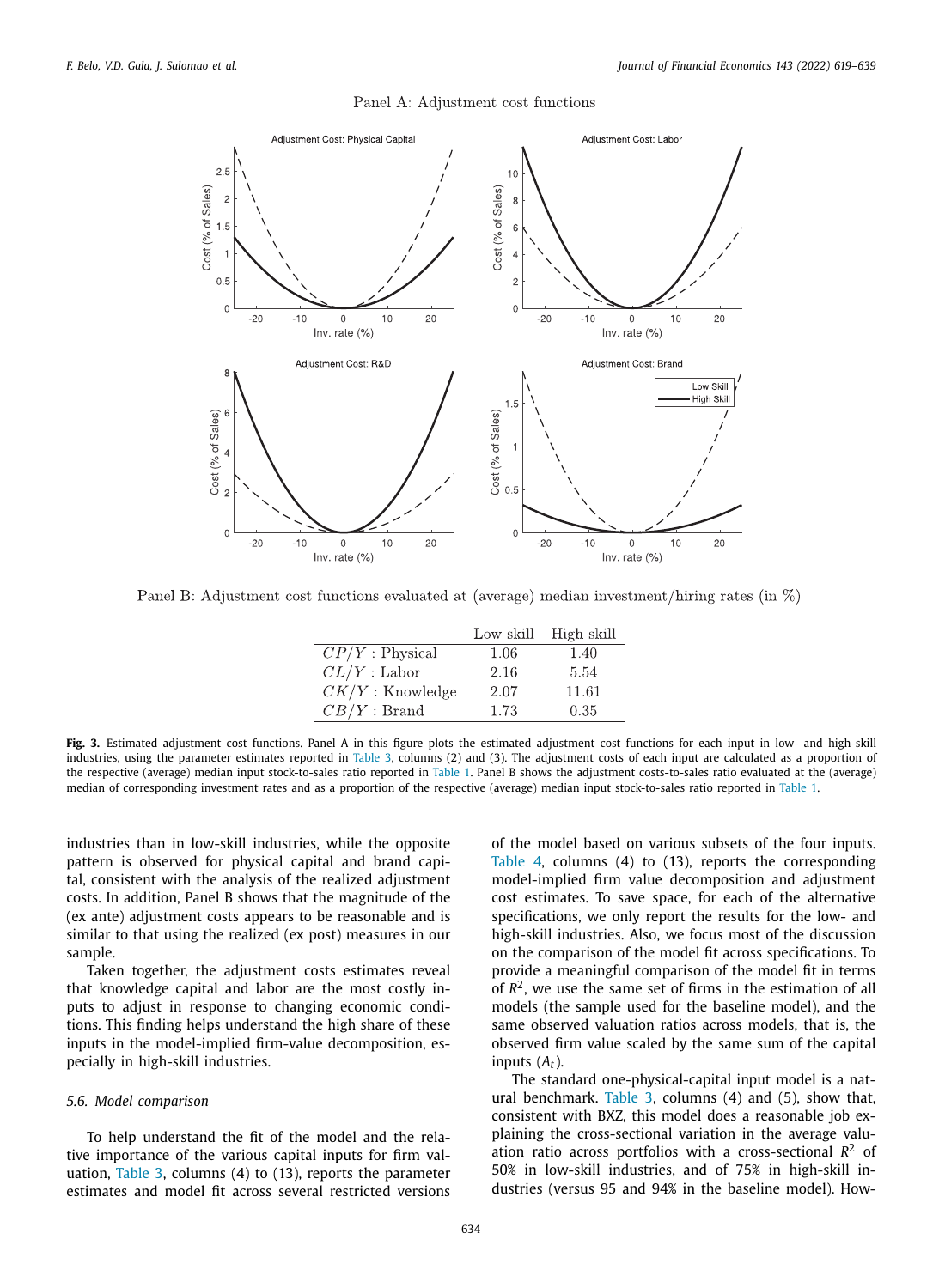Panel A: Adjustment cost functions

Panel B: Adjustment cost functions evaluated at (average) median investment/hiring rates (in %)

| | Low skill | High skill |
|---|---|---|
| $CP/Y$ : Physical | 1.06 | 1.40 |
| $CL/Y$ : Labor | 2.16 | 5.54 |
| $CK/Y$ : Knowledge | 2.07 | 11.61 |
| $CB/Y$ : Brand | 1.73 | 0.35 |

**Fig. 3.** Estimated adjustment cost functions. Panel A in this figure plots the estimated adjustment cost functions for each input in low- and high-skill industries, using the parameter estimates reported in Table 3, columns (2) and (3). The adjustment costs of each input are calculated as a proportion of the respective (average) median input stock-to-sales ratio reported in Table 1. Panel B shows the adjustment costs-to-sales ratio evaluated at the (average) median of corresponding investment rates and as a proportion of the respective (average) median input stock-to-sales ratio reported in Table 1.

industries than in low-skill industries, while the opposite pattern is observed for physical capital and brand capital, consistent with the analysis of the realized adjustment costs. In addition, Panel B shows that the magnitude of the (ex ante) adjustment costs appears to be reasonable and is similar to that using the realized (ex post) measures in our sample.

Taken together, the adjustment costs estimates reveal that knowledge capital and labor are the most costly inputs to adjust in response to changing economic conditions. This finding helps understand the high share of these inputs in the model-implied firm-value decomposition, especially in high-skill industries.

### 5.6. Model comparison

To help understand the fit of the model and the relative importance of the various capital inputs for firm valuation, Table 3, columns (4) to (13), reports the parameter estimates and model fit across several restricted versions of the model based on various subsets of the four inputs. Table 4, columns (4) to (13), reports the corresponding model-implied firm value decomposition and adjustment cost estimates. To save space, for each of the alternative specifications, we only report the results for the low- and high-skill industries. Also, we focus most of the discussion on the comparison of the model fit across specifications. To provide a meaningful comparison of the model fit in terms of $R^2$, we use the same set of firms in the estimation of all models (the sample used for the baseline model), and the same observed valuation ratios across models, that is, the observed firm value scaled by the same sum of the capital inputs ($A_t$).

The standard one-physical-capital input model is a natural benchmark. Table 3, columns (4) and (5), show that, consistent with BXZ, this model does a reasonable job explaining the cross-sectional variation in the average valuation ratio across portfolios with a cross-sectional $R^2$ of 50% in low-skill industries, and of 75% in high-skill industries (versus 95 and 94% in the baseline model). How-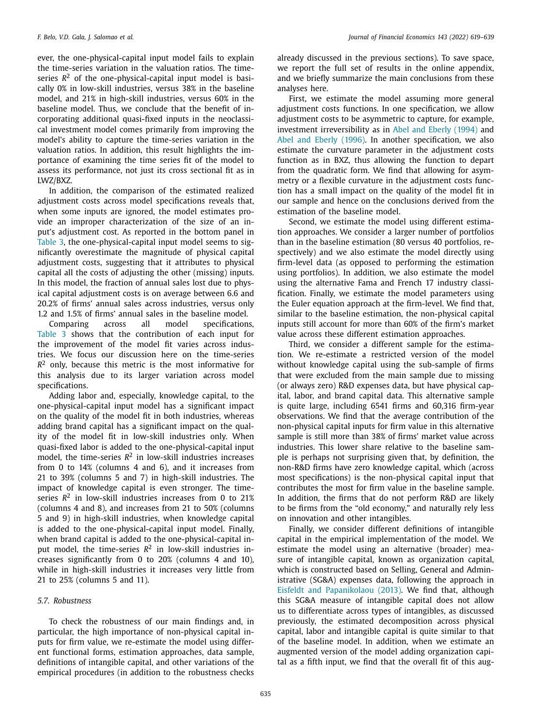ever, the one-physical-capital input model fails to explain the time-series variation in the valuation ratios. The time-series $R^2$ of the one-physical-capital input model is basically 0% in low-skill industries, versus 38% in the baseline model, and 21% in high-skill industries, versus 60% in the baseline model. Thus, we conclude that the benefit of incorporating additional quasi-fixed inputs in the neoclassical investment model comes primarily from improving the model's ability to capture the time-series variation in the valuation ratios. In addition, this result highlights the importance of examining the time series fit of the model to assess its performance, not just its cross sectional fit as in LWZ/BXZ.

In addition, the comparison of the estimated realized adjustment costs across model specifications reveals that, when some inputs are ignored, the model estimates provide an improper characterization of the size of an input's adjustment cost. As reported in the bottom panel in Table 3, the one-physical-capital input model seems to significantly overestimate the magnitude of physical capital adjustment costs, suggesting that it attributes to physical capital all the costs of adjusting the other (missing) inputs. In this model, the fraction of annual sales lost due to physical capital adjustment costs is on average between 6.6 and 20.2% of firms' annual sales across industries, versus only 1.2 and 1.5% of firms' annual sales in the baseline model.

Comparing across all model specifications, Table 3 shows that the contribution of each input for the improvement of the model fit varies across industries. We focus our discussion here on the time-series $R^2$ only, because this metric is the most informative for this analysis due to its larger variation across model specifications.

Adding labor and, especially, knowledge capital, to the one-physical-capital input model has a significant impact on the quality of the model fit in both industries, whereas adding brand capital has a significant impact on the quality of the model fit in low-skill industries only. When quasi-fixed labor is added to the one-physical-capital input model, the time-series $R^2$ in low-skill industries increases from 0 to 14% (columns 4 and 6), and it increases from 21 to 39% (columns 5 and 7) in high-skill industries. The impact of knowledge capital is even stronger. The time-series $R^2$ in low-skill industries increases from 0 to 21% (columns 4 and 8), and increases from 21 to 50% (columns 5 and 9) in high-skill industries, when knowledge capital is added to the one-physical-capital input model. Finally, when brand capital is added to the one-physical-capital input model, the time-series $R^2$ in low-skill industries increases significantly from 0 to 20% (columns 4 and 10), while in high-skill industries it increases very little from 21 to 25% (columns 5 and 11).

### 5.7. Robustness

To check the robustness of our main findings and, in particular, the high importance of non-physical capital inputs for firm value, we re-estimate the model using different functional forms, estimation approaches, data sample, definitions of intangible capital, and other variations of the empirical procedures (in addition to the robustness checks already discussed in the previous sections). To save space, we report the full set of results in the online appendix, and we briefly summarize the main conclusions from these analyses here.

First, we estimate the model assuming more general adjustment costs functions. In one specification, we allow adjustment costs to be asymmetric to capture, for example, investment irreversibility as in Abel and Eberly (1994) and Abel and Eberly (1996). In another specification, we also estimate the curvature parameter in the adjustment costs function as in BXZ, thus allowing the function to depart from the quadratic form. We find that allowing for asymmetry or a flexible curvature in the adjustment costs function has a small impact on the quality of the model fit in our sample and hence on the conclusions derived from the estimation of the baseline model.

Second, we estimate the model using different estimation approaches. We consider a larger number of portfolios than in the baseline estimation (80 versus 40 portfolios, respectively) and we also estimate the model directly using firm-level data (as opposed to performing the estimation using portfolios). In addition, we also estimate the model using the alternative Fama and French 17 industry classification. Finally, we estimate the model parameters using the Euler equation approach at the firm-level. We find that, similar to the baseline estimation, the non-physical capital inputs still account for more than 60% of the firm's market value across these different estimation approaches.

Third, we consider a different sample for the estimation. We re-estimate a restricted version of the model without knowledge capital using the sub-sample of firms that were excluded from the main sample due to missing (or always zero) R&D expenses data, but have physical capital, labor, and brand capital data. This alternative sample is quite large, including 6541 firms and 60,316 firm-year observations. We find that the average contribution of the non-physical capital inputs for firm value in this alternative sample is still more than 38% of firms' market value across industries. This lower share relative to the baseline sample is perhaps not surprising given that, by definition, the non-R&D firms have zero knowledge capital, which (across most specifications) is the non-physical capital input that contributes the most for firm value in the baseline sample. In addition, the firms that do not perform R&D are likely to be firms from the "old economy," and naturally rely less on innovation and other intangibles.

Finally, we consider different definitions of intangible capital in the empirical implementation of the model. We estimate the model using an alternative (broader) measure of intangible capital, known as organization capital, which is constructed based on Selling, General and Administrative (SG&A) expenses data, following the approach in Eisfeldt and Papanikolaou (2013). We find that, although this SG&A measure of intangible capital does not allow us to differentiate across types of intangibles, as discussed previously, the estimated decomposition across physical capital, labor and intangible capital is quite similar to that of the baseline model. In addition, when we estimate an augmented version of the model adding organization capital as a fifth input, we find that the overall fit of this aug-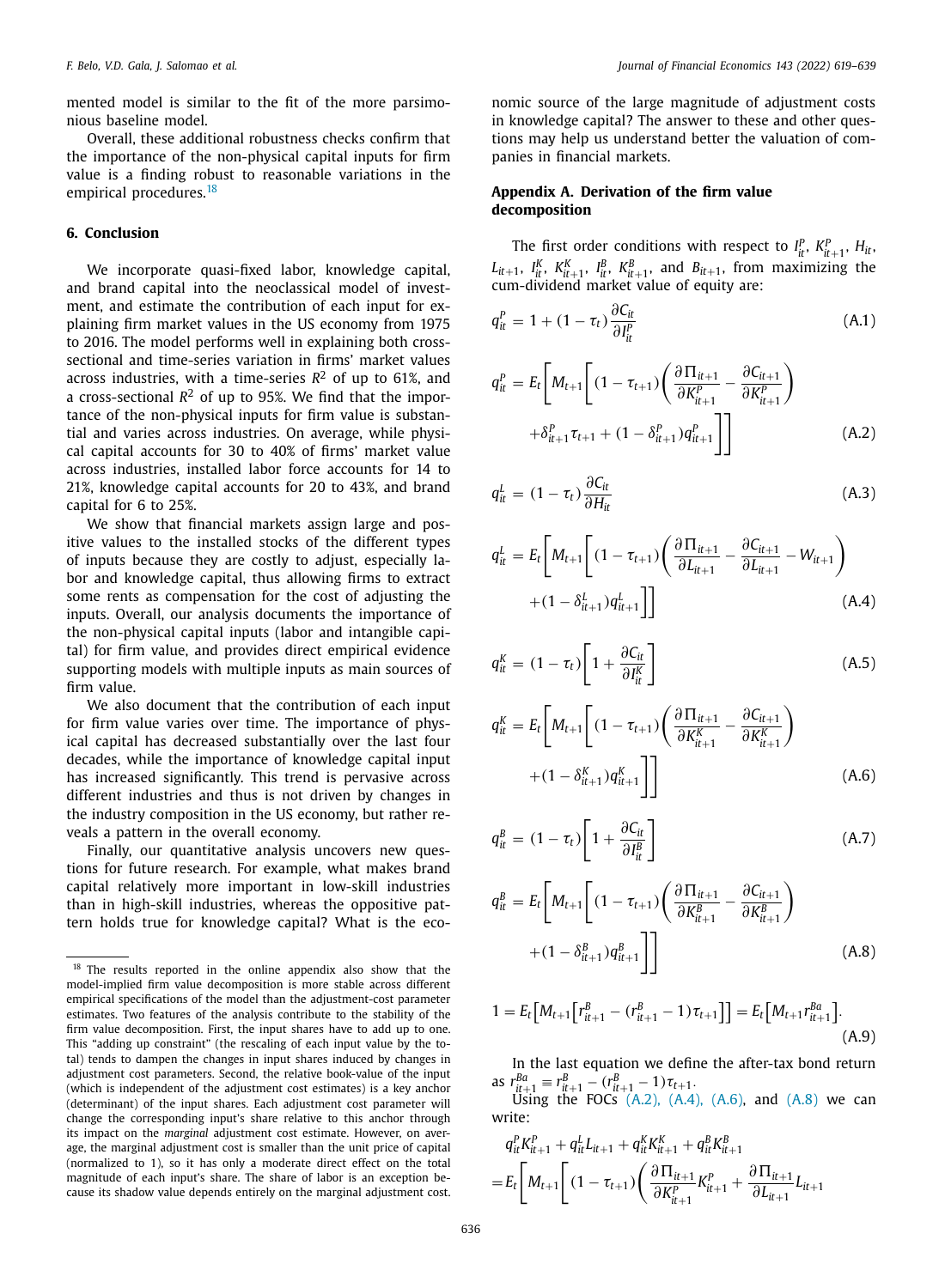mented model is similar to the fit of the more parsimonious baseline model.

Overall, these additional robustness checks confirm that the importance of the non-physical capital inputs for firm value is a finding robust to reasonable variations in the empirical procedures.[18]

## 6. Conclusion

We incorporate quasi-fixed labor, knowledge capital, and brand capital into the neoclassical model of investment, and estimate the contribution of each input for explaining firm market values in the US economy from 1975 to 2016. The model performs well in explaining both cross-sectional and time-series variation in firms' market values across industries, with a time-series $R^2$ of up to 61%, and a cross-sectional $R^2$ of up to 95%. We find that the importance of the non-physical inputs for firm value is substantial and varies across industries. On average, while physical capital accounts for 30 to 40% of firms' market value across industries, installed labor force accounts for 14 to 21%, knowledge capital accounts for 20 to 43%, and brand capital for 6 to 25%.

We show that financial markets assign large and positive values to the installed stocks of the different types of inputs because they are costly to adjust, especially labor and knowledge capital, thus allowing firms to extract some rents as compensation for the cost of adjusting the inputs. Overall, our analysis documents the importance of the non-physical capital inputs (labor and intangible capital) for firm value, and provides direct empirical evidence supporting models with multiple inputs as main sources of firm value.

We also document that the contribution of each input for firm value varies over time. The importance of physical capital has decreased substantially over the last four decades, while the importance of knowledge capital input has increased significantly. This trend is pervasive across different industries and thus is not driven by changes in the industry composition in the US economy, but rather reveals a pattern in the overall economy.

Finally, our quantitative analysis uncovers new questions for future research. For example, what makes brand capital relatively more important in low-skill industries than in high-skill industries, whereas the oppositive pattern holds true for knowledge capital? What is the economic source of the large magnitude of adjustment costs in knowledge capital? The answer to these and other questions may help us understand better the valuation of companies in financial markets.

[18] The results reported in the online appendix also show that the model-implied firm value decomposition is more stable across different empirical specifications of the model than the adjustment-cost parameter estimates. Two features of the analysis contribute to the stability of the firm value decomposition. First, the input shares have to add up to one. This "adding up constraint" (the rescaling of each input value by the total) tends to dampen the changes in input shares induced by changes in adjustment cost parameters. Second, the relative book-value of the input (which is independent of the adjustment cost estimates) is a key anchor (determinant) of the input shares. Each adjustment cost parameter will change the corresponding input's share relative to this anchor through its impact on the *marginal* adjustment cost estimate. However, on average, the marginal adjustment cost is smaller than the unit price of capital (normalized to 1), so it has only a moderate direct effect on the total magnitude of each input's share. The share of labor is an exception because its shadow value depends entirely on the marginal adjustment cost.

## Appendix A. Derivation of the firm value decomposition

The first order conditions with respect to $I_{it}^P$, $K_{it+1}^P$, $H_{it}$, $L_{it+1}$, $I_{it}^K$, $K_{it+1}^K$, $I_{it}^B$, $K_{it+1}^B$, and $B_{it+1}$, from maximizing the cum-dividend market value of equity are:

$$q_{it}^P = 1 + (1-\tau_t)\frac{\partial C_{it}}{\partial I_{it}^P} \tag{A.1}$$

$$q_{it}^P = E_t\left[M_{t+1}\left[(1-\tau_{t+1})\left(\frac{\partial \Pi_{it+1}}{\partial K_{it+1}^P} - \frac{\partial C_{it+1}}{\partial K_{it+1}^P}\right) + \delta_{it+1}^P\tau_{t+1} + (1-\delta_{it+1}^P)q_{it+1}^P\right]\right] \tag{A.2}$$

$$q_{it}^L = (1-\tau_t)\frac{\partial C_{it}}{\partial H_{it}} \tag{A.3}$$

$$q_{it}^L = E_t\left[M_{t+1}\left[(1-\tau_{t+1})\left(\frac{\partial \Pi_{it+1}}{\partial L_{it+1}} - \frac{\partial C_{it+1}}{\partial L_{it+1}} - W_{it+1}\right) + (1-\delta_{it+1}^L)q_{it+1}^L\right]\right] \tag{A.4}$$

$$q_{it}^K = (1-\tau_t)\left[1 + \frac{\partial C_{it}}{\partial I_{it}^K}\right] \tag{A.5}$$

$$q_{it}^K = E_t\left[M_{t+1}\left[(1-\tau_{t+1})\left(\frac{\partial \Pi_{it+1}}{\partial K_{it+1}^K} - \frac{\partial C_{it+1}}{\partial K_{it+1}^K}\right) + (1-\delta_{it+1}^K)q_{it+1}^K\right]\right] \tag{A.6}$$

$$q_{it}^B = (1-\tau_t)\left[1 + \frac{\partial C_{it}}{\partial I_{it}^B}\right] \tag{A.7}$$

$$q_{it}^B = E_t\left[M_{t+1}\left[(1-\tau_{t+1})\left(\frac{\partial \Pi_{it+1}}{\partial K_{it+1}^B} - \frac{\partial C_{it+1}}{\partial K_{it+1}^B}\right) + (1-\delta_{it+1}^B)q_{it+1}^B\right]\right] \tag{A.8}$$

$$1 = E_t\left[M_{t+1}\left[r_{it+1}^B - (r_{it+1}^B - 1)\tau_{t+1}\right]\right] = E_t\left[M_{t+1}r_{it+1}^{Ba}\right]. \tag{A.9}$$

In the last equation we define the after-tax bond return as $r_{it+1}^{Ba} \equiv r_{it+1}^B - (r_{it+1}^B - 1)\tau_{t+1}$.

Using the FOCs (A.2), (A.4), (A.6), and (A.8) we can write:

$$q_{it}^P K_{it+1}^P + q_{it}^L L_{it+1} + q_{it}^K K_{it+1}^K + q_{it}^B K_{it+1}^B$$
$$= E_t\left[M_{t+1}\left[(1-\tau_{t+1})\left(\frac{\partial \Pi_{it+1}}{\partial K_{it+1}^P}K_{it+1}^P + \frac{\partial \Pi_{it+1}}{\partial L_{it+1}}L_{it+1}\right.\right.\right.$$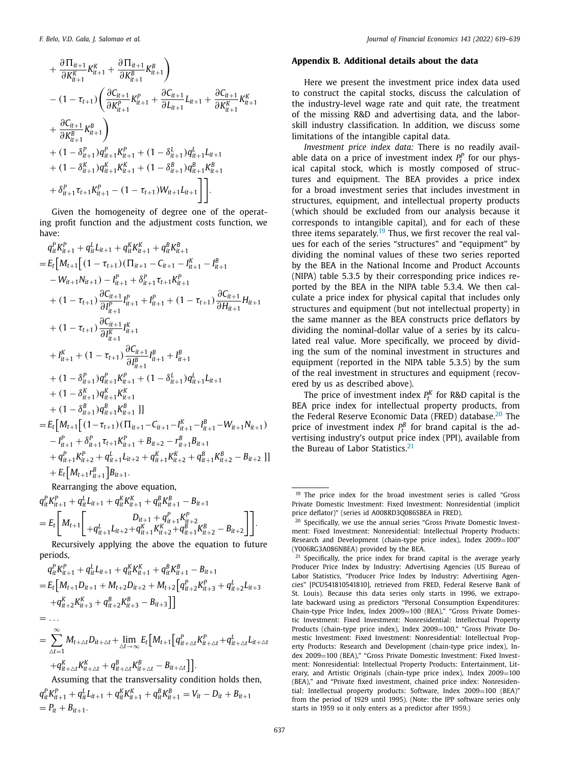$$
\begin{aligned}
&+ \frac{\partial \Pi_{it+1}}{\partial K^K_{it+1}} K^K_{it+1} + \frac{\partial \Pi_{it+1}}{\partial K^B_{it+1}} K^B_{it+1} \Bigg) \\
&- (1-\tau_{t+1}) \Bigg( \frac{\partial C_{it+1}}{\partial K^P_{it+1}} K^P_{it+1} + \frac{\partial C_{it+1}}{\partial L_{it+1}} L_{it+1} + \frac{\partial C_{it+1}}{\partial K^K_{it+1}} K^K_{it+1} \\
&+ \frac{\partial C_{it+1}}{\partial K^B_{it+1}} K^B_{it+1} \Bigg) \\
&+ (1-\delta^P_{it+1}) q^P_{it+1} K^P_{it+1} + (1-\delta^L_{it+1}) q^L_{it+1} L_{it+1} \\
&+ (1-\delta^K_{it+1}) q^K_{it+1} K^K_{it+1} + (1-\delta^B_{it+1}) q^B_{it+1} K^B_{it+1} \\
&+ \delta^P_{it+1} \tau_{t+1} K^P_{it+1} - (1-\tau_{t+1}) W_{it+1} L_{it+1} \Bigg]\Bigg].
\end{aligned}
$$

Given the homogeneity of degree one of the operating profit function and the adjustment costs function, we have:

$$
\begin{aligned}
&q^P_{it} K^P_{it+1} + q^L_{it} L_{it+1} + q^K_{it} K^K_{it+1} + q^B_{it} K^B_{it+1} \\
&= E_t\Big[ M_{t+1}\Big[ (1-\tau_{t+1})(\Pi_{it+1} - C_{it+1} - I^K_{it+1} - I^B_{it+1} \\
&- W_{it+1} N_{it+1}) - I^P_{it+1} + \delta^P_{it+1} \tau_{t+1} K^P_{it+1} \\
&+ (1-\tau_{t+1}) \frac{\partial C_{it+1}}{\partial I^P_{it+1}} I^P_{it+1} + I^P_{it+1} + (1-\tau_t) \frac{\partial C_{it+1}}{\partial H_{it+1}} H_{it+1} \\
&+ (1-\tau_{t+1}) \frac{\partial C_{it+1}}{\partial I^K_{it+1}} I^K_{it+1} \\
&+ I^K_{it+1} + (1-\tau_{t+1}) \frac{\partial C_{it+1}}{\partial I^B_{it+1}} I^B_{it+1} + I^B_{it+1} \\
&+ (1-\delta^P_{it+1}) q^P_{it+1} K^P_{it+1} + (1-\delta^L_{it+1}) q^L_{it+1} L_{it+1} \\
&+ (1-\delta^K_{it+1}) q^K_{it+1} K^K_{it+1} \\
&+ (1-\delta^B_{it+1}) q^B_{it+1} K^B_{it+1} \;\Big]\Big] \\
&= E_t\Big[ M_{t+1}\Big[ (1-\tau_{t+1})(\Pi_{it+1} - C_{it+1} - I^K_{it+1} - I^B_{it+1} - W_{it+1} N_{it+1}) \\
&- I^P_{it+1} + \delta^P_{it+1} \tau_{t+1} K^P_{it+1} + B_{it+2} - r^B_{it+1} B_{it+1} \\
&+ q^P_{it+1} K^P_{it+2} + q^L_{it+1} L_{it+2} + q^K_{it+1} K^K_{it+2} + q^B_{it+1} K^B_{it+2} - B_{it+2} \;\Big]\Big] \\
&+ E_t\Big[ M_{t+1} r^B_{it+1} \Big] B_{it+1}.
\end{aligned}
$$

Rearranging the above equation,

$$
\begin{aligned}
&q^P_{it} K^P_{it+1} + q^L_{it} L_{it+1} + q^K_{it} K^K_{it+1} + q^B_{it} K^B_{it+1} - B_{it+1} \\
&= E_t\left[ M_{t+1} \left[ \begin{array}{c} D_{it+1} + q^P_{it+1} K^P_{it+2} \\ + q^L_{it+1} L_{it+2} + q^K_{it+1} K^K_{it+2} + q^B_{it+1} K^B_{it+2} - B_{it+2} \end{array} \right] \right].
\end{aligned}
$$

Recursively applying the above the equation to future periods,

$$
\begin{aligned}
&q^P_{it} K^P_{it+1} + q^L_{it} L_{it+1} + q^K_{it} K^K_{it+1} + q^B_{it} K^B_{it+1} - B_{it+1} \\
&= E_t\Big[ M_{t+1} D_{it+1} + M_{t+2} D_{it+2} + M_{t+2}\Big[ q^P_{it+2} K^P_{it+3} + q^L_{it+2} L_{it+3} \\
&+ q^K_{it+2} K^K_{it+3} + q^B_{it+2} K^B_{it+3} - B_{it+3} \Big]\Big] \\
&= \ldots \\
&= \sum_{\Delta t=1}^{\infty} M_{t+\Delta t} D_{it+\Delta t} + \lim_{\Delta t \to \infty} E_t\Big[ M_{t+1}\Big[ q^P_{it+\Delta t} K^P_{it+\Delta t} + q^L_{it+\Delta t} L_{it+\Delta t} \\
&+ q^K_{it+\Delta t} K^K_{it+\Delta t} + q^B_{it+\Delta t} K^B_{it+\Delta t} - B_{it+\Delta t} \Big]\Big].
\end{aligned}
$$

Assuming that the transversality condition holds then,

$$
\begin{aligned}
&q^P_{it} K^P_{it+1} + q^L_{it} L_{it+1} + q^K_{it} K^K_{it+1} + q^B_{it} K^B_{it+1} = V_{it} - D_{it} + B_{it+1} \\
&= P_{it} + B_{it+1}.
\end{aligned}
$$

## Appendix B. Additional details about the data

Here we present the investment price index data used to construct the capital stocks, discuss the calculation of the industry-level wage rate and quit rate, the treatment of the missing R&D and advertising data, and the labor-skill industry classification. In addition, we discuss some limitations of the intangible capital data.

*Investment price index data:* There is no readily available data on a price of investment index $P^P_t$ for our physical capital stock, which is mostly composed of structures and equipment. The BEA provides a price index for a broad investment series that includes investment in structures, equipment, and intellectual property products (which should be excluded from our analysis because it corresponds to intangible capital), and for each of these three items separately.[19] Thus, we first recover the real values for each of the series "structures" and "equipment" by dividing the nominal values of these two series reported by the BEA in the National Income and Product Accounts (NIPA) table 5.3.5 by their corresponding price indices reported by the BEA in the NIPA table 5.3.4. We then calculate a price index for physical capital that includes only structures and equipment (but not intellectual property) in the same manner as the BEA constructs price deflators by dividing the nominal-dollar value of a series by its calculated real value. More specifically, we proceed by dividing the sum of the nominal investment in structures and equipment (reported in the NIPA table 5.3.5) by the sum of the real investment in structures and equipment (recovered by us as described above).

The price of investment index $P^K_t$ for R&D capital is the BEA price index for intellectual property products, from the Federal Reserve Economic Data (FRED) database.[20] The price of investment index $P^B_t$ for brand capital is the advertising industry's output price index (PPI), available from the Bureau of Labor Statistics.[21]

---

[19] The price index for the broad investment series is called "Gross Private Domestic Investment: Fixed Investment: Nonresidential (implicit price deflator)" (series id A008RD3Q086SBEA in FRED).

[20] Specifically, we use the annual series "Gross Private Domestic Investment: Fixed Investment: Nonresidential: Intellectual Property Products: Research and Development (chain-type price index), Index 2009=100" (Y006RG3A086NBEA) provided by the BEA.

[21] Specifically, the price index for brand capital is the average yearly Producer Price Index by Industry: Advertising Agencies (US Bureau of Labor Statistics, "Producer Price Index by Industry: Advertising Agencies" [PCU541810541810], retrieved from FRED, Federal Reserve Bank of St. Louis). Because this data series only starts in 1996, we extrapolate backward using as predictors "Personal Consumption Expenditures: Chain-type Price Index, Index 2009=100 (BEA)," "Gross Private Domestic Investment: Fixed Investment: Nonresidential: Intellectual Property Products (chain-type price index), Index 2009=100," "Gross Private Domestic Investment: Fixed Investment: Nonresidential: Intellectual Property Products: Research and Development (chain-type price index), Index 2009=100 (BEA)," "Gross Private Domestic Investment: Fixed Investment: Nonresidential: Intellectual Property Products: Entertainment, Literary, and Artistic Originals (chain-type price index), Index 2009=100 (BEA)," and "Private fixed investment, chained price index: Nonresidential: Intellectual property products: Software, Index 2009=100 (BEA)" from the period of 1929 until 1995). (Note: the IPP software series only starts in 1959 so it only enters as a predictor after 1959.)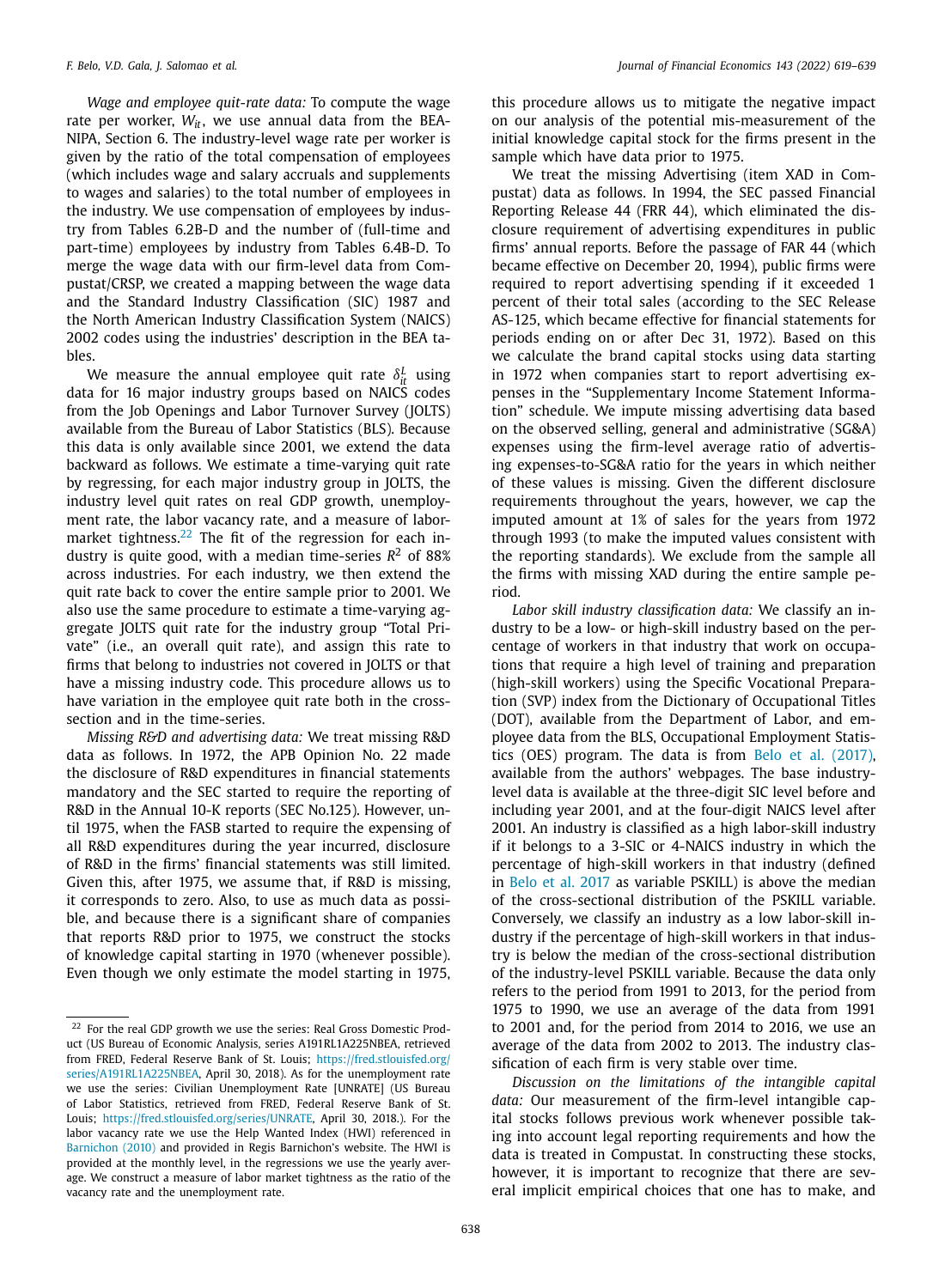*Wage and employee quit-rate data:* To compute the wage rate per worker, $W_{it}$, we use annual data from the BEA-NIPA, Section 6. The industry-level wage rate per worker is given by the ratio of the total compensation of employees (which includes wage and salary accruals and supplements to wages and salaries) to the total number of employees in the industry. We use compensation of employees by industry from Tables 6.2B-D and the number of (full-time and part-time) employees by industry from Tables 6.4B-D. To merge the wage data with our firm-level data from Compustat/CRSP, we created a mapping between the wage data and the Standard Industry Classification (SIC) 1987 and the North American Industry Classification System (NAICS) 2002 codes using the industries' description in the BEA tables.

We measure the annual employee quit rate $\delta_{it}^{L}$ using data for 16 major industry groups based on NAICS codes from the Job Openings and Labor Turnover Survey (JOLTS) available from the Bureau of Labor Statistics (BLS). Because this data is only available since 2001, we extend the data backward as follows. We estimate a time-varying quit rate by regressing, for each major industry group in JOLTS, the industry level quit rates on real GDP growth, unemployment rate, the labor vacancy rate, and a measure of labor-market tightness.[22] The fit of the regression for each industry is quite good, with a median time-series $R^2$ of 88% across industries. For each industry, we then extend the quit rate back to cover the entire sample prior to 2001. We also use the same procedure to estimate a time-varying aggregate JOLTS quit rate for the industry group "Total Private" (i.e., an overall quit rate), and assign this rate to firms that belong to industries not covered in JOLTS or that have a missing industry code. This procedure allows us to have variation in the employee quit rate both in the cross-section and in the time-series.

*Missing R&D and advertising data:* We treat missing R&D data as follows. In 1972, the APB Opinion No. 22 made the disclosure of R&D expenditures in financial statements mandatory and the SEC started to require the reporting of R&D in the Annual 10-K reports (SEC No.125). However, until 1975, when the FASB started to require the expensing of all R&D expenditures during the year incurred, disclosure of R&D in the firms' financial statements was still limited. Given this, after 1975, we assume that, if R&D is missing, it corresponds to zero. Also, to use as much data as possible, and because there is a significant share of companies that reports R&D prior to 1975, we construct the stocks of knowledge capital starting in 1970 (whenever possible). Even though we only estimate the model starting in 1975, this procedure allows us to mitigate the negative impact on our analysis of the potential mis-measurement of the initial knowledge capital stock for the firms present in the sample which have data prior to 1975.

We treat the missing Advertising (item XAD in Compustat) data as follows. In 1994, the SEC passed Financial Reporting Release 44 (FRR 44), which eliminated the disclosure requirement of advertising expenditures in public firms' annual reports. Before the passage of FAR 44 (which became effective on December 20, 1994), public firms were required to report advertising spending if it exceeded 1 percent of their total sales (according to the SEC Release AS-125, which became effective for financial statements for periods ending on or after Dec 31, 1972). Based on this we calculate the brand capital stocks using data starting in 1972 when companies start to report advertising expenses in the "Supplementary Income Statement Information" schedule. We impute missing advertising data based on the observed selling, general and administrative (SG&A) expenses using the firm-level average ratio of advertising expenses-to-SG&A ratio for the years in which neither of these values is missing. Given the different disclosure requirements throughout the years, however, we cap the imputed amount at 1% of sales for the years from 1972 through 1993 (to make the imputed values consistent with the reporting standards). We exclude from the sample all the firms with missing XAD during the entire sample period.

*Labor skill industry classification data:* We classify an industry to be a low- or high-skill industry based on the percentage of workers in that industry that work on occupations that require a high level of training and preparation (high-skill workers) using the Specific Vocational Preparation (SVP) index from the Dictionary of Occupational Titles (DOT), available from the Department of Labor, and employee data from the BLS, Occupational Employment Statistics (OES) program. The data is from Belo et al. (2017), available from the authors' webpages. The base industry-level data is available at the three-digit SIC level before and including year 2001, and at the four-digit NAICS level after 2001. An industry is classified as a high labor-skill industry if it belongs to a 3-SIC or 4-NAICS industry in which the percentage of high-skill workers in that industry (defined in Belo et al. 2017 as variable PSKILL) is above the median of the cross-sectional distribution of the PSKILL variable. Conversely, we classify an industry as a low labor-skill industry if the percentage of high-skill workers in that industry is below the median of the cross-sectional distribution of the industry-level PSKILL variable. Because the data only refers to the period from 1991 to 2013, for the period from 1975 to 1990, we use an average of the data from 1991 to 2001 and, for the period from 2014 to 2016, we use an average of the data from 2002 to 2013. The industry classification of each firm is very stable over time.

*Discussion on the limitations of the intangible capital data:* Our measurement of the firm-level intangible capital stocks follows previous work whenever possible taking into account legal reporting requirements and how the data is treated in Compustat. In constructing these stocks, however, it is important to recognize that there are several implicit empirical choices that one has to make, and

---

[22] For the real GDP growth we use the series: Real Gross Domestic Product (US Bureau of Economic Analysis, series A191RL1A225NBEA, retrieved from FRED, Federal Reserve Bank of St. Louis; https://fred.stlouisfed.org/series/A191RL1A225NBEA, April 30, 2018). As for the unemployment rate we use the series: Civilian Unemployment Rate [UNRATE] (US Bureau of Labor Statistics, retrieved from FRED, Federal Reserve Bank of St. Louis; https://fred.stlouisfed.org/series/UNRATE, April 30, 2018.). For the labor vacancy rate we use the Help Wanted Index (HWI) referenced in Barnichon (2010) and provided in Regis Barnichon's website. The HWI is provided at the monthly level, in the regressions we use the yearly average. We construct a measure of labor market tightness as the ratio of the vacancy rate and the unemployment rate.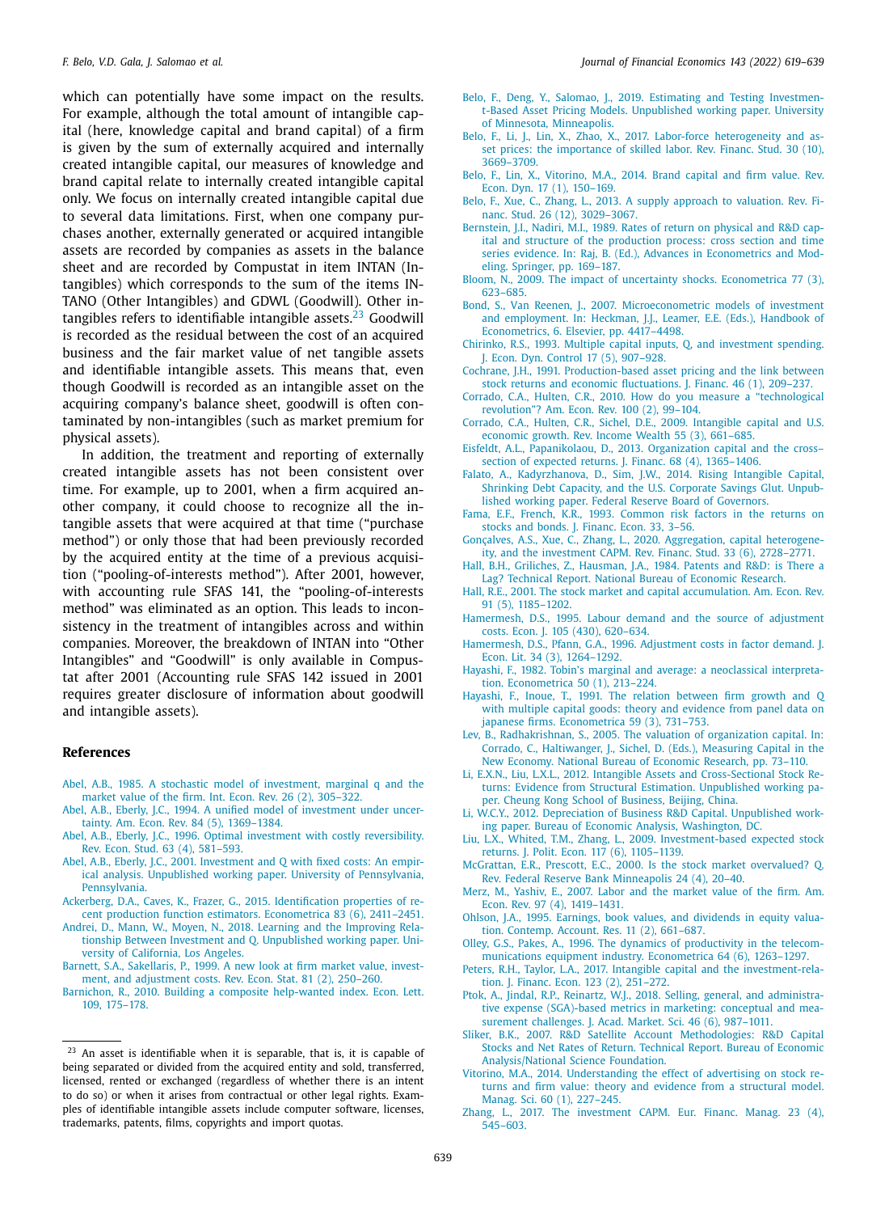which can potentially have some impact on the results. For example, although the total amount of intangible capital (here, knowledge capital and brand capital) of a firm is given by the sum of externally acquired and internally created intangible capital, our measures of knowledge and brand capital relate to internally created intangible capital only. We focus on internally created intangible capital due to several data limitations. First, when one company purchases another, externally generated or acquired intangible assets are recorded by companies as assets in the balance sheet and are recorded by Compustat in item INTAN (Intangibles) which corresponds to the sum of the items INTANO (Other Intangibles) and GDWL (Goodwill). Other intangibles refers to identifiable intangible assets.[23] Goodwill is recorded as the residual between the cost of an acquired business and the fair market value of net tangible assets and identifiable intangible assets. This means that, even though Goodwill is recorded as an intangible asset on the acquiring company's balance sheet, goodwill is often contaminated by non-intangibles (such as market premium for physical assets).

In addition, the treatment and reporting of externally created intangible assets has not been consistent over time. For example, up to 2001, when a firm acquired another company, it could choose to recognize all the intangible assets that were acquired at that time ("purchase method") or only those that had been previously recorded by the acquired entity at the time of a previous acquisition ("pooling-of-interests method"). After 2001, however, with accounting rule SFAS 141, the "pooling-of-interests method" was eliminated as an option. This leads to inconsistency in the treatment of intangibles across and within companies. Moreover, the breakdown of INTAN into "Other Intangibles" and "Goodwill" is only available in Compustat after 2001 (Accounting rule SFAS 142 issued in 2001 requires greater disclosure of information about goodwill and intangible assets).

[23] An asset is identifiable when it is separable, that is, it is capable of being separated or divided from the acquired entity and sold, transferred, licensed, rented or exchanged (regardless of whether there is an intent to do so) or when it arises from contractual or other legal rights. Examples of identifiable intangible assets include computer software, licenses, trademarks, patents, films, copyrights and import quotas.

## References

Abel, A.B., 1985. A stochastic model of investment, marginal q and the market value of the firm. Int. Econ. Rev. 26 (2), 305–322.
Abel, A.B., Eberly, J.C., 1994. A unified model of investment under uncertainty. Am. Econ. Rev. 84 (5), 1369–1384.
Abel, A.B., Eberly, J.C., 1996. Optimal investment with costly reversibility. Rev. Econ. Stud. 63 (4), 581–593.
Abel, A.B., Eberly, J.C., 2001. Investment and Q with fixed costs: An empirical analysis. Unpublished working paper. University of Pennsylvania, Pennsylvania.
Ackerberg, D.A., Caves, K., Frazer, G., 2015. Identification properties of recent production function estimators. Econometrica 83 (6), 2411–2451.
Andrei, D., Mann, W., Moyen, N., 2018. Learning and the Improving Relationship Between Investment and Q. Unpublished working paper. University of California, Los Angeles.
Barnett, S.A., Sakellaris, P., 1999. A new look at firm market value, investment, and adjustment costs. Rev. Econ. Stat. 81 (2), 250–260.
Barnichon, R., 2010. Building a composite help-wanted index. Econ. Lett. 109, 175–178.
Belo, F., Deng, Y., Salomao, J., 2019. Estimating and Testing Investment-Based Asset Pricing Models. Unpublished working paper. University of Minnesota, Minneapolis.
Belo, F., Li, J., Lin, X., Zhao, X., 2017. Labor-force heterogeneity and asset prices: the importance of skilled labor. Rev. Financ. Stud. 30 (10), 3669–3709.
Belo, F., Lin, X., Vitorino, M.A., 2014. Brand capital and firm value. Rev. Econ. Dyn. 17 (1), 150–169.
Belo, F., Xue, C., Zhang, L., 2013. A supply approach to valuation. Rev. Financ. Stud. 26 (12), 3029–3067.
Bernstein, J.I., Nadiri, M.I., 1989. Rates of return on physical and R&D capital and structure of the production process: cross section and time series evidence. In: Raj, B. (Ed.), Advances in Econometrics and Modeling. Springer, pp. 169–187.
Bloom, N., 2009. The impact of uncertainty shocks. Econometrica 77 (3), 623–685.
Bond, S., Van Reenen, J., 2007. Microeconometric models of investment and employment. In: Heckman, J.J., Leamer, E.E. (Eds.), Handbook of Econometrics, 6. Elsevier, pp. 4417–4498.
Chirinko, R.S., 1993. Multiple capital inputs, Q, and investment spending. J. Econ. Dyn. Control 17 (5), 907–928.
Cochrane, J.H., 1991. Production-based asset pricing and the link between stock returns and economic fluctuations. J. Financ. 46 (1), 209–237.
Corrado, C.A., Hulten, C.R., 2010. How do you measure a "technological revolution"? Am. Econ. Rev. 100 (2), 99–104.
Corrado, C.A., Hulten, C.R., Sichel, D.E., 2009. Intangible capital and U.S. economic growth. Rev. Income Wealth 55 (3), 661–685.
Eisfeldt, A.L., Papanikolaou, D., 2013. Organization capital and the cross–section of expected returns. J. Financ. 68 (4), 1365–1406.
Falato, A., Kadyrzhanova, D., Sim, J.W., 2014. Rising Intangible Capital, Shrinking Debt Capacity, and the U.S. Corporate Savings Glut. Unpublished working paper. Federal Reserve Board of Governors.
Fama, E.F., French, K.R., 1993. Common risk factors in the returns on stocks and bonds. J. Financ. Econ. 33, 3–56.
Gonçalves, A.S., Xue, C., Zhang, L., 2020. Aggregation, capital heterogeneity, and the investment CAPM. Rev. Financ. Stud. 33 (6), 2728–2771.
Hall, B.H., Griliches, Z., Hausman, J.A., 1984. Patents and R&D: is There a Lag? Technical Report. National Bureau of Economic Research.
Hall, R.E., 2001. The stock market and capital accumulation. Am. Econ. Rev. 91 (5), 1185–1202.
Hamermesh, D.S., 1995. Labour demand and the source of adjustment costs. Econ. J. 105 (430), 620–634.
Hamermesh, D.S., Pfann, G.A., 1996. Adjustment costs in factor demand. J. Econ. Lit. 34 (3), 1264–1292.
Hayashi, F., 1982. Tobin's marginal and average: a neoclassical interpretation. Econometrica 50 (1), 213–224.
Hayashi, F., Inoue, T., 1991. The relation between firm growth and Q with multiple capital goods: theory and evidence from panel data on japanese firms. Econometrica 59 (3), 731–753.
Lev, B., Radhakrishnan, S., 2005. The valuation of organization capital. In: Corrado, C., Haltiwanger, J., Sichel, D. (Eds.), Measuring Capital in the New Economy. National Bureau of Economic Research, pp. 73–110.
Li, E.X.N., Liu, L.X.L., 2012. Intangible Assets and Cross-Sectional Stock Returns: Evidence from Structural Estimation. Unpublished working paper. Cheung Kong School of Business, Beijing, China.
Li, W.C.Y., 2012. Depreciation of Business R&D Capital. Unpublished working paper. Bureau of Economic Analysis, Washington, DC.
Liu, L.X., Whited, T.M., Zhang, L., 2009. Investment-based expected stock returns. J. Polit. Econ. 117 (6), 1105–1139.
McGrattan, E.R., Prescott, E.C., 2000. Is the stock market overvalued? Q. Rev. Federal Reserve Bank Minneapolis 24 (4), 20–40.
Merz, M., Yashiv, E., 2007. Labor and the market value of the firm. Am. Econ. Rev. 97 (4), 1419–1431.
Ohlson, J.A., 1995. Earnings, book values, and dividends in equity valuation. Contemp. Account. Res. 11 (2), 661–687.
Olley, G.S., Pakes, A., 1996. The dynamics of productivity in the telecommunications equipment industry. Econometrica 64 (6), 1263–1297.
Peters, R.H., Taylor, L.A., 2017. Intangible capital and the investment-relation. J. Financ. Econ. 123 (2), 251–272.
Ptok, A., Jindal, R.P., Reinartz, W.J., 2018. Selling, general, and administrative expense (SGA)-based metrics in marketing: conceptual and measurement challenges. J. Acad. Market. Sci. 46 (6), 987–1011.
Sliker, B.K., 2007. R&D Satellite Account Methodologies: R&D Capital Stocks and Net Rates of Return. Technical Report. Bureau of Economic Analysis/National Science Foundation.
Vitorino, M.A., 2014. Understanding the effect of advertising on stock returns and firm value: theory and evidence from a structural model. Manag. Sci. 60 (1), 227–245.
Zhang, L., 2017. The investment CAPM. Eur. Financ. Manag. 23 (4), 545–603.